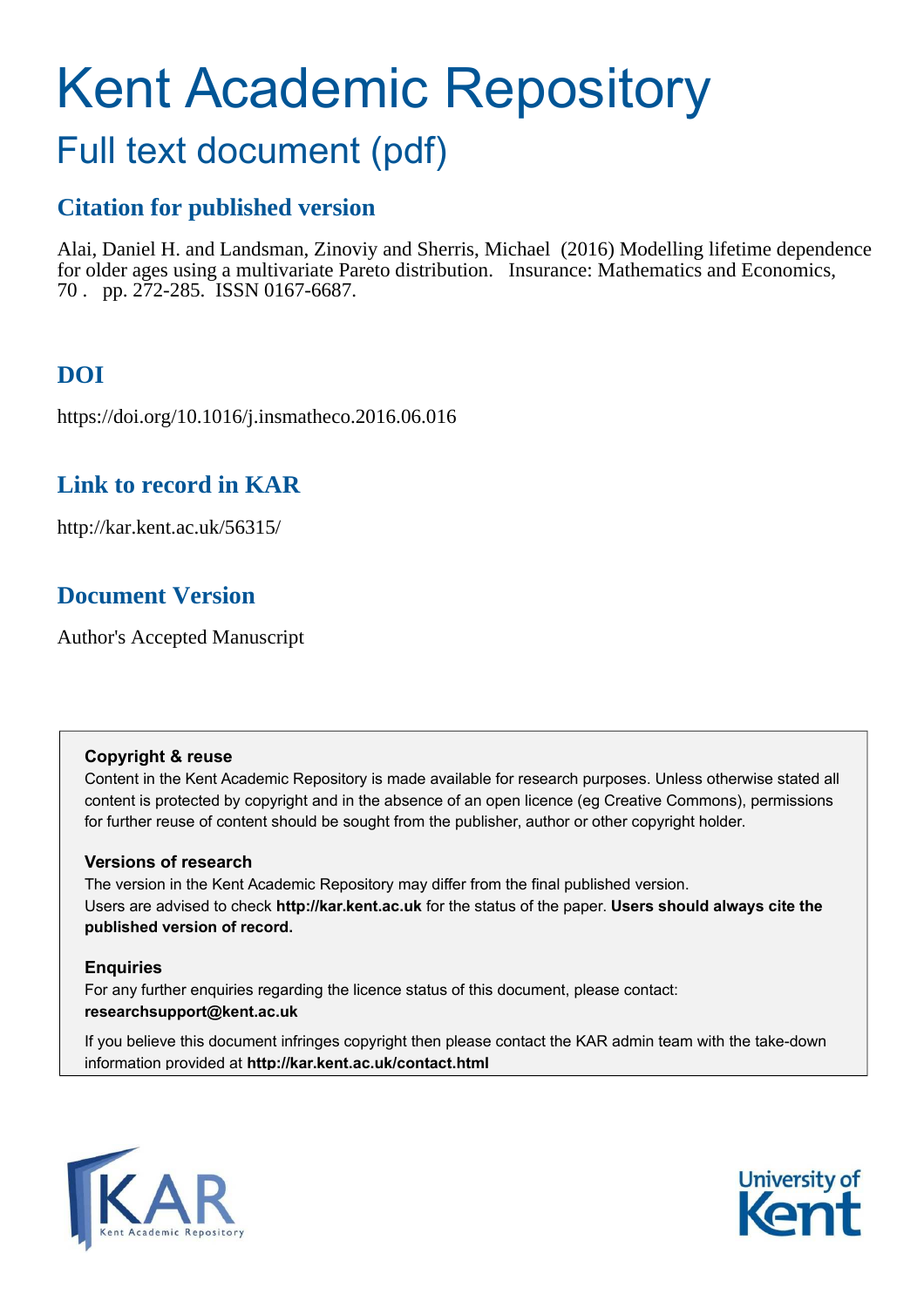# Kent Academic Repository

## Full text document (pdf)

### Citation for published version

Alai, Daniel H. and Landsman, Zinoviy and Sherris, Michael (2016) Modelling lifetime dependence for older ages using a multivariate Pareto distribution. Insurance: Mathematics and Economics, 70 . pp. 272-285. ISSN 0167-6687.

### DOI

https://doi.org/10.1016/j.insmatheco.2016.06.016

### Link to record in KAR

http://kar.kent.ac.uk/56315/

### Document Version

Author's Accepted Manuscript

**Copyright & reuse**

Content in the Kent Academic Repository is made available for research purposes. Unless otherwise stated all content is protected by copyright and in the absence of an open licence (eg Creative Commons), permissions for further reuse of content should be sought from the publisher, author or other copyright holder.

**Versions of research**

The version in the Kent Academic Repository may differ from the final published version.
Users are advised to check **http://kar.kent.ac.uk** for the status of the paper. **Users should always cite the published version of record.**

**Enquiries**

For any further enquiries regarding the licence status of this document, please contact:
**researchsupport@kent.ac.uk**

If you believe this document infringes copyright then please contact the KAR admin team with the take-down information provided at **http://kar.kent.ac.uk/contact.html**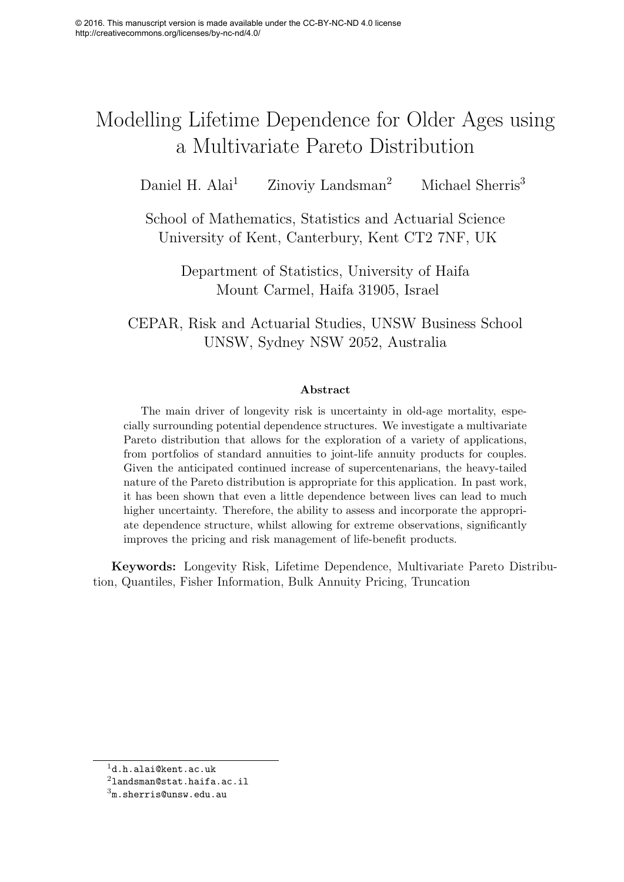# Modelling Lifetime Dependence for Older Ages using a Multivariate Pareto Distribution

Daniel H. Alai[1] Zinoviy Landsman[2] Michael Sherris[3]

School of Mathematics, Statistics and Actuarial Science
University of Kent, Canterbury, Kent CT2 7NF, UK

Department of Statistics, University of Haifa
Mount Carmel, Haifa 31905, Israel

CEPAR, Risk and Actuarial Studies, UNSW Business School
UNSW, Sydney NSW 2052, Australia

### Abstract

The main driver of longevity risk is uncertainty in old-age mortality, especially surrounding potential dependence structures. We investigate a multivariate Pareto distribution that allows for the exploration of a variety of applications, from portfolios of standard annuities to joint-life annuity products for couples. Given the anticipated continued increase of supercentenarians, the heavy-tailed nature of the Pareto distribution is appropriate for this application. In past work, it has been shown that even a little dependence between lives can lead to much higher uncertainty. Therefore, the ability to assess and incorporate the appropriate dependence structure, whilst allowing for extreme observations, significantly improves the pricing and risk management of life-benefit products.

**Keywords:** Longevity Risk, Lifetime Dependence, Multivariate Pareto Distribution, Quantiles, Fisher Information, Bulk Annuity Pricing, Truncation

---

[1] d.h.alai@kent.ac.uk

[2] landsman@stat.haifa.ac.il

[3] m.sherris@unsw.edu.au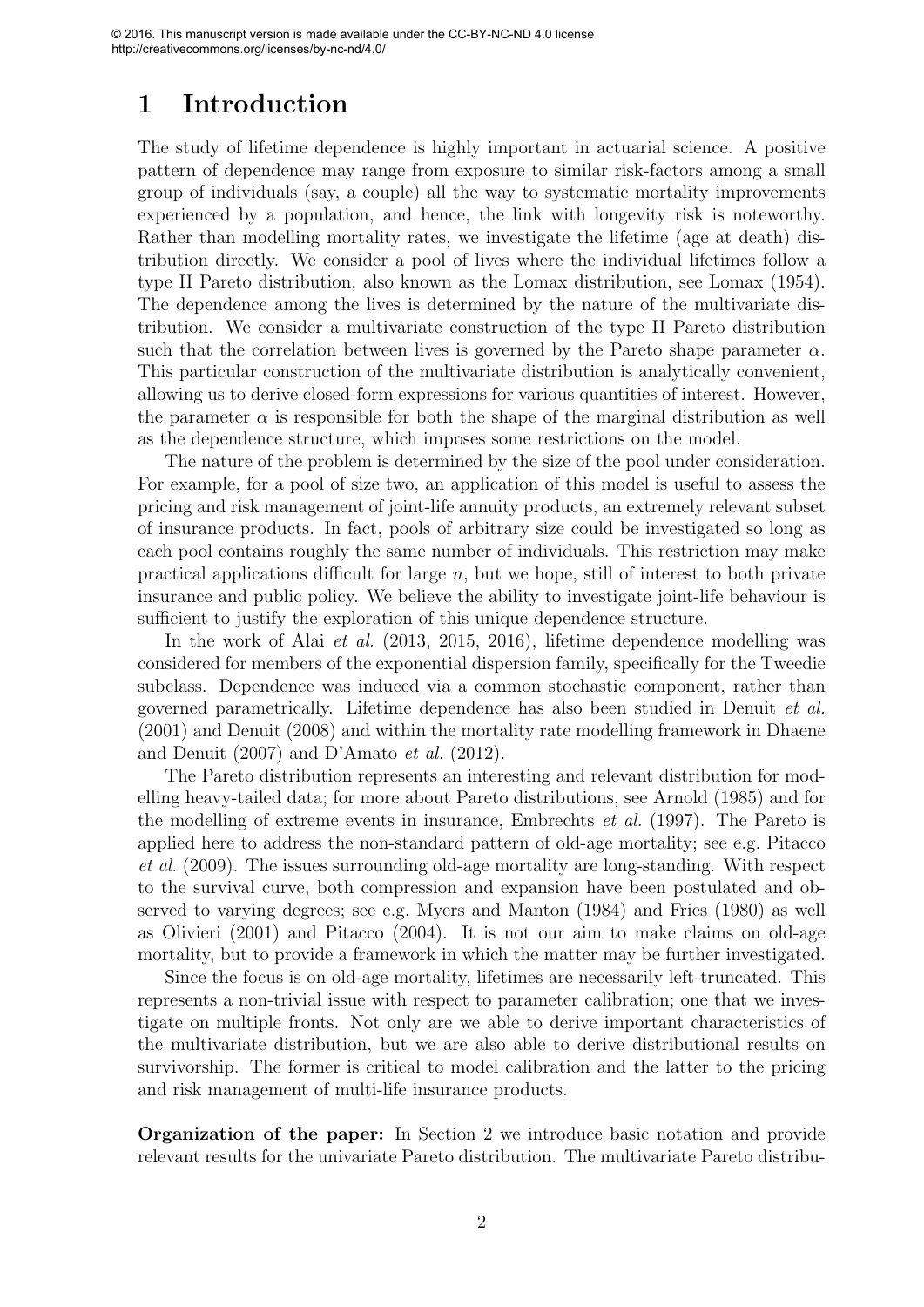# 1 Introduction

The study of lifetime dependence is highly important in actuarial science. A positive pattern of dependence may range from exposure to similar risk-factors among a small group of individuals (say, a couple) all the way to systematic mortality improvements experienced by a population, and hence, the link with longevity risk is noteworthy. Rather than modelling mortality rates, we investigate the lifetime (age at death) distribution directly. We consider a pool of lives where the individual lifetimes follow a type II Pareto distribution, also known as the Lomax distribution, see Lomax (1954). The dependence among the lives is determined by the nature of the multivariate distribution. We consider a multivariate construction of the type II Pareto distribution such that the correlation between lives is governed by the Pareto shape parameter $\alpha$. This particular construction of the multivariate distribution is analytically convenient, allowing us to derive closed-form expressions for various quantities of interest. However, the parameter $\alpha$ is responsible for both the shape of the marginal distribution as well as the dependence structure, which imposes some restrictions on the model.

The nature of the problem is determined by the size of the pool under consideration. For example, for a pool of size two, an application of this model is useful to assess the pricing and risk management of joint-life annuity products, an extremely relevant subset of insurance products. In fact, pools of arbitrary size could be investigated so long as each pool contains roughly the same number of individuals. This restriction may make practical applications difficult for large $n$, but we hope, still of interest to both private insurance and public policy. We believe the ability to investigate joint-life behaviour is sufficient to justify the exploration of this unique dependence structure.

In the work of Alai *et al.* (2013, 2015, 2016), lifetime dependence modelling was considered for members of the exponential dispersion family, specifically for the Tweedie subclass. Dependence was induced via a common stochastic component, rather than governed parametrically. Lifetime dependence has also been studied in Denuit *et al.* (2001) and Denuit (2008) and within the mortality rate modelling framework in Dhaene and Denuit (2007) and D'Amato *et al.* (2012).

The Pareto distribution represents an interesting and relevant distribution for modelling heavy-tailed data; for more about Pareto distributions, see Arnold (1985) and for the modelling of extreme events in insurance, Embrechts *et al.* (1997). The Pareto is applied here to address the non-standard pattern of old-age mortality; see e.g. Pitacco *et al.* (2009). The issues surrounding old-age mortality are long-standing. With respect to the survival curve, both compression and expansion have been postulated and observed to varying degrees; see e.g. Myers and Manton (1984) and Fries (1980) as well as Olivieri (2001) and Pitacco (2004). It is not our aim to make claims on old-age mortality, but to provide a framework in which the matter may be further investigated.

Since the focus is on old-age mortality, lifetimes are necessarily left-truncated. This represents a non-trivial issue with respect to parameter calibration; one that we investigate on multiple fronts. Not only are we able to derive important characteristics of the multivariate distribution, but we are also able to derive distributional results on survivorship. The former is critical to model calibration and the latter to the pricing and risk management of multi-life insurance products.

**Organization of the paper:** In Section 2 we introduce basic notation and provide relevant results for the univariate Pareto distribution. The multivariate Pareto distribu-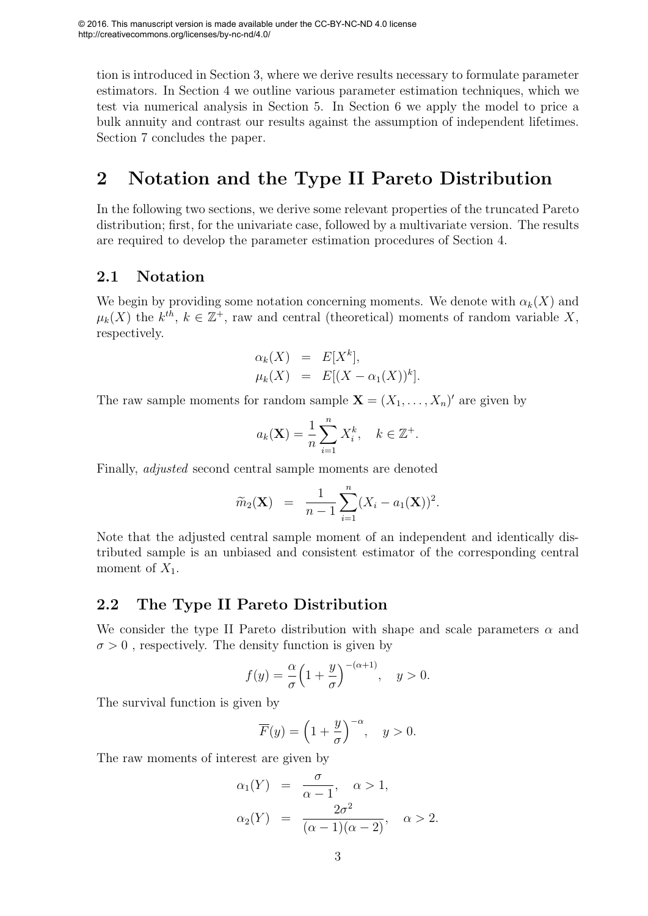tion is introduced in Section 3, where we derive results necessary to formulate parameter estimators. In Section 4 we outline various parameter estimation techniques, which we test via numerical analysis in Section 5. In Section 6 we apply the model to price a bulk annuity and contrast our results against the assumption of independent lifetimes. Section 7 concludes the paper.

# 2 Notation and the Type II Pareto Distribution

In the following two sections, we derive some relevant properties of the truncated Pareto distribution; first, for the univariate case, followed by a multivariate version. The results are required to develop the parameter estimation procedures of Section 4.

## 2.1 Notation

We begin by providing some notation concerning moments. We denote with $\alpha_k(X)$ and $\mu_k(X)$ the $k^{th}$, $k \in \mathbb{Z}^+$, raw and central (theoretical) moments of random variable $X$, respectively.

$$\begin{aligned}\alpha_k(X) &= E[X^k], \\ \mu_k(X) &= E[(X - \alpha_1(X))^k].\end{aligned}$$

The raw sample moments for random sample $\mathbf{X} = (X_1, \ldots, X_n)'$ are given by

$$a_k(\mathbf{X}) = \frac{1}{n}\sum_{i=1}^{n} X_i^k, \quad k \in \mathbb{Z}^+.$$

Finally, *adjusted* second central sample moments are denoted

$$\widetilde{m}_2(\mathbf{X}) = \frac{1}{n-1}\sum_{i=1}^{n}(X_i - a_1(\mathbf{X}))^2.$$

Note that the adjusted central sample moment of an independent and identically distributed sample is an unbiased and consistent estimator of the corresponding central moment of $X_1$.

## 2.2 The Type II Pareto Distribution

We consider the type II Pareto distribution with shape and scale parameters $\alpha$ and $\sigma > 0$ , respectively. The density function is given by

$$f(y) = \frac{\alpha}{\sigma}\Big(1 + \frac{y}{\sigma}\Big)^{-(\alpha+1)}, \quad y > 0.$$

The survival function is given by

$$\overline{F}(y) = \Big(1 + \frac{y}{\sigma}\Big)^{-\alpha}, \quad y > 0.$$

The raw moments of interest are given by

$$\begin{aligned}\alpha_1(Y) &= \frac{\sigma}{\alpha - 1}, \quad \alpha > 1, \\ \alpha_2(Y) &= \frac{2\sigma^2}{(\alpha - 1)(\alpha - 2)}, \quad \alpha > 2.\end{aligned}$$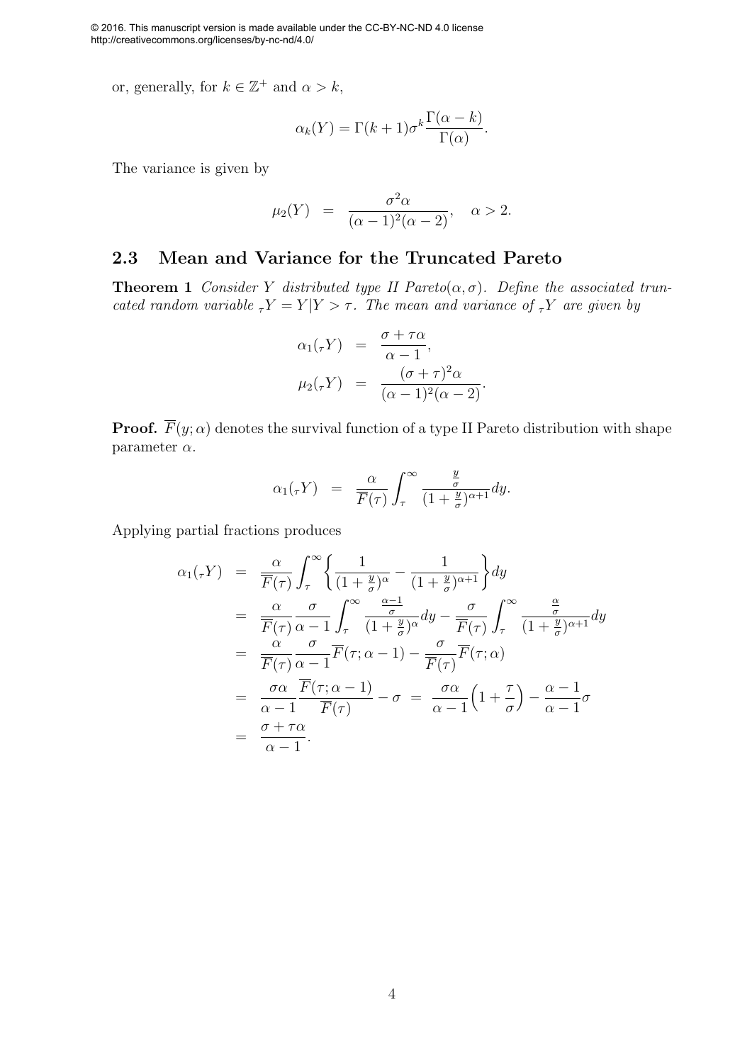© 2016. This manuscript version is made available under the CC-BY-NC-ND 4.0 license http://creativecommons.org/licenses/by-nc-nd/4.0/

or, generally, for $k \in \mathbb{Z}^+$ and $\alpha > k$,

$$\alpha_k(Y) = \Gamma(k+1)\sigma^k \frac{\Gamma(\alpha - k)}{\Gamma(\alpha)}.$$

The variance is given by

$$\mu_2(Y) = \frac{\sigma^2 \alpha}{(\alpha-1)^2(\alpha-2)}, \quad \alpha > 2.$$

## 2.3 Mean and Variance for the Truncated Pareto

**Theorem 1** *Consider $Y$ distributed type II Pareto$(\alpha, \sigma)$. Define the associated truncated random variable ${}_\tau Y = Y|Y > \tau$. The mean and variance of ${}_\tau Y$ are given by*

$$\begin{aligned}
\alpha_1({}_\tau Y) &= \frac{\sigma + \tau\alpha}{\alpha - 1}, \\
\mu_2({}_\tau Y) &= \frac{(\sigma+\tau)^2\alpha}{(\alpha-1)^2(\alpha-2)}.
\end{aligned}$$

**Proof.** $\overline{F}(y;\alpha)$ denotes the survival function of a type II Pareto distribution with shape parameter $\alpha$.

$$\alpha_1({}_\tau Y) = \frac{\alpha}{\overline{F}(\tau)} \int_\tau^\infty \frac{\frac{y}{\sigma}}{(1+\frac{y}{\sigma})^{\alpha+1}} dy.$$

Applying partial fractions produces

$$\begin{aligned}
\alpha_1({}_\tau Y) &= \frac{\alpha}{\overline{F}(\tau)} \int_\tau^\infty \left\{ \frac{1}{(1+\frac{y}{\sigma})^{\alpha}} - \frac{1}{(1+\frac{y}{\sigma})^{\alpha+1}} \right\} dy \\
&= \frac{\alpha}{\overline{F}(\tau)} \frac{\sigma}{\alpha-1} \int_\tau^\infty \frac{\frac{\alpha-1}{\sigma}}{(1+\frac{y}{\sigma})^{\alpha}} dy - \frac{\sigma}{\overline{F}(\tau)} \int_\tau^\infty \frac{\frac{\alpha}{\sigma}}{(1+\frac{y}{\sigma})^{\alpha+1}} dy \\
&= \frac{\alpha}{\overline{F}(\tau)} \frac{\sigma}{\alpha-1} \overline{F}(\tau;\alpha-1) - \frac{\sigma}{\overline{F}(\tau)} \overline{F}(\tau;\alpha) \\
&= \frac{\sigma\alpha}{\alpha-1} \frac{\overline{F}(\tau;\alpha-1)}{\overline{F}(\tau)} - \sigma \;=\; \frac{\sigma\alpha}{\alpha-1}\left(1+\frac{\tau}{\sigma}\right) - \frac{\alpha-1}{\alpha-1}\sigma \\
&= \frac{\sigma+\tau\alpha}{\alpha-1}.
\end{aligned}$$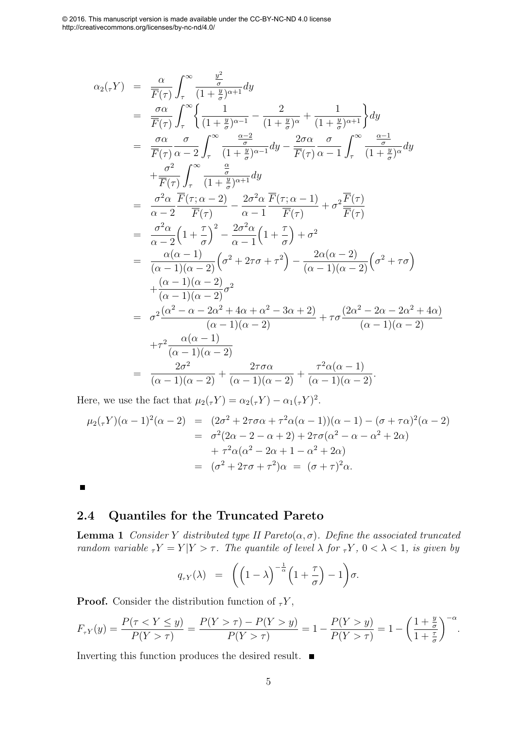$$
\begin{aligned}
\alpha_2({}_\tau Y) &= \frac{\alpha}{\overline{F}(\tau)} \int_\tau^\infty \frac{\frac{y^2}{\sigma}}{(1+\frac{y}{\sigma})^{\alpha+1}} dy \\
&= \frac{\sigma\alpha}{\overline{F}(\tau)} \int_\tau^\infty \left\{ \frac{1}{(1+\frac{y}{\sigma})^{\alpha-1}} - \frac{2}{(1+\frac{y}{\sigma})^{\alpha}} + \frac{1}{(1+\frac{y}{\sigma})^{\alpha+1}} \right\} dy \\
&= \frac{\sigma\alpha}{\overline{F}(\tau)} \frac{\sigma}{\alpha-2} \int_\tau^\infty \frac{\frac{\alpha-2}{\sigma}}{(1+\frac{y}{\sigma})^{\alpha-1}} dy - \frac{2\sigma\alpha}{\overline{F}(\tau)} \frac{\sigma}{\alpha-1} \int_\tau^\infty \frac{\frac{\alpha-1}{\sigma}}{(1+\frac{y}{\sigma})^{\alpha}} dy \\
&\quad + \frac{\sigma^2}{\overline{F}(\tau)} \int_\tau^\infty \frac{\frac{\alpha}{\sigma}}{(1+\frac{y}{\sigma})^{\alpha+1}} dy \\
&= \frac{\sigma^2\alpha}{\alpha-2} \frac{\overline{F}(\tau;\alpha-2)}{\overline{F}(\tau)} - \frac{2\sigma^2\alpha}{\alpha-1} \frac{\overline{F}(\tau;\alpha-1)}{\overline{F}(\tau)} + \sigma^2 \frac{\overline{F}(\tau)}{\overline{F}(\tau)} \\
&= \frac{\sigma^2\alpha}{\alpha-2}\Big(1+\frac{\tau}{\sigma}\Big)^2 - \frac{2\sigma^2\alpha}{\alpha-1}\Big(1+\frac{\tau}{\sigma}\Big) + \sigma^2 \\
&= \frac{\alpha(\alpha-1)}{(\alpha-1)(\alpha-2)}\Big(\sigma^2 + 2\tau\sigma + \tau^2\Big) - \frac{2\alpha(\alpha-2)}{(\alpha-1)(\alpha-2)}\Big(\sigma^2 + \tau\sigma\Big) \\
&\quad + \frac{(\alpha-1)(\alpha-2)}{(\alpha-1)(\alpha-2)}\sigma^2 \\
&= \sigma^2 \frac{(\alpha^2 - \alpha - 2\alpha^2 + 4\alpha + \alpha^2 - 3\alpha + 2)}{(\alpha-1)(\alpha-2)} + \tau\sigma \frac{(2\alpha^2 - 2\alpha - 2\alpha^2 + 4\alpha)}{(\alpha-1)(\alpha-2)} \\
&\quad + \tau^2 \frac{\alpha(\alpha-1)}{(\alpha-1)(\alpha-2)} \\
&= \frac{2\sigma^2}{(\alpha-1)(\alpha-2)} + \frac{2\tau\sigma\alpha}{(\alpha-1)(\alpha-2)} + \frac{\tau^2\alpha(\alpha-1)}{(\alpha-1)(\alpha-2)}.
\end{aligned}
$$

Here, we use the fact that $\mu_2({}_\tau Y) = \alpha_2({}_\tau Y) - \alpha_1({}_\tau Y)^2$.

$$
\begin{aligned}
\mu_2({}_\tau Y)(\alpha-1)^2(\alpha-2) &= (2\sigma^2 + 2\tau\sigma\alpha + \tau^2\alpha(\alpha-1))(\alpha-1) - (\sigma + \tau\alpha)^2(\alpha-2) \\
&= \sigma^2(2\alpha - 2 - \alpha + 2) + 2\tau\sigma(\alpha^2 - \alpha - \alpha^2 + 2\alpha) \\
&\quad + \tau^2\alpha(\alpha^2 - 2\alpha + 1 - \alpha^2 + 2\alpha) \\
&= (\sigma^2 + 2\tau\sigma + \tau^2)\alpha \;=\; (\sigma+\tau)^2\alpha.
\end{aligned}
$$

■

## 2.4 Quantiles for the Truncated Pareto

**Lemma 1** *Consider $Y$ distributed type II Pareto$(\alpha, \sigma)$. Define the associated truncated random variable ${}_\tau Y = Y|Y > \tau$. The quantile of level $\lambda$ for ${}_\tau Y$, $0 < \lambda < 1$, is given by*

$$
q_{{}_\tau Y}(\lambda) \;=\; \left(\Big(1-\lambda\Big)^{-\frac{1}{\alpha}}\Big(1+\frac{\tau}{\sigma}\Big) - 1\right)\sigma.
$$

**Proof.** Consider the distribution function of ${}_\tau Y$,

$$
F_{{}_\tau Y}(y) = \frac{P(\tau < Y \le y)}{P(Y > \tau)} = \frac{P(Y > \tau) - P(Y > y)}{P(Y > \tau)} = 1 - \frac{P(Y > y)}{P(Y > \tau)} = 1 - \left(\frac{1+\frac{y}{\sigma}}{1+\frac{\tau}{\sigma}}\right)^{-\alpha}.
$$

Inverting this function produces the desired result. ■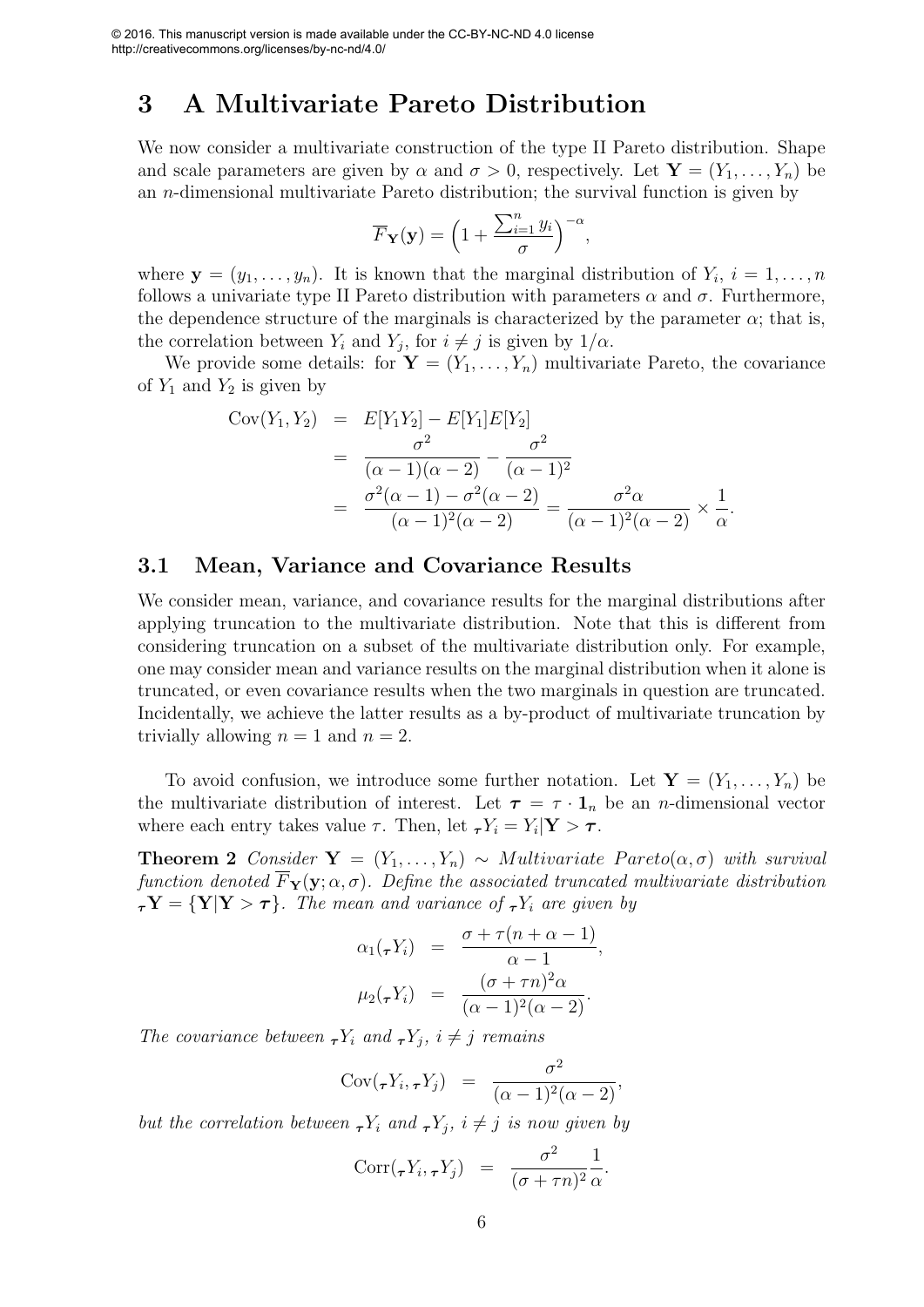# 3 A Multivariate Pareto Distribution

We now consider a multivariate construction of the type II Pareto distribution. Shape and scale parameters are given by $\alpha$ and $\sigma > 0$, respectively. Let $\mathbf{Y} = (Y_1, \ldots, Y_n)$ be an $n$-dimensional multivariate Pareto distribution; the survival function is given by

$$\overline{F}_{\mathbf{Y}}(\mathbf{y}) = \left(1 + \frac{\sum_{i=1}^n y_i}{\sigma}\right)^{-\alpha},$$

where $\mathbf{y} = (y_1, \ldots, y_n)$. It is known that the marginal distribution of $Y_i$, $i = 1, \ldots, n$ follows a univariate type II Pareto distribution with parameters $\alpha$ and $\sigma$. Furthermore, the dependence structure of the marginals is characterized by the parameter $\alpha$; that is, the correlation between $Y_i$ and $Y_j$, for $i \neq j$ is given by $1/\alpha$.

We provide some details: for $\mathbf{Y} = (Y_1, \ldots, Y_n)$ multivariate Pareto, the covariance of $Y_1$ and $Y_2$ is given by

$$\begin{aligned}
\text{Cov}(Y_1, Y_2) &= E[Y_1 Y_2] - E[Y_1]E[Y_2] \\
&= \frac{\sigma^2}{(\alpha-1)(\alpha-2)} - \frac{\sigma^2}{(\alpha-1)^2} \\
&= \frac{\sigma^2(\alpha-1) - \sigma^2(\alpha-2)}{(\alpha-1)^2(\alpha-2)} = \frac{\sigma^2\alpha}{(\alpha-1)^2(\alpha-2)} \times \frac{1}{\alpha}.
\end{aligned}$$

## 3.1 Mean, Variance and Covariance Results

We consider mean, variance, and covariance results for the marginal distributions after applying truncation to the multivariate distribution. Note that this is different from considering truncation on a subset of the multivariate distribution only. For example, one may consider mean and variance results on the marginal distribution when it alone is truncated, or even covariance results when the two marginals in question are truncated. Incidentally, we achieve the latter results as a by-product of multivariate truncation by trivially allowing $n = 1$ and $n = 2$.

To avoid confusion, we introduce some further notation. Let $\mathbf{Y} = (Y_1, \ldots, Y_n)$ be the multivariate distribution of interest. Let $\boldsymbol{\tau} = \tau \cdot \mathbf{1}_n$ be an $n$-dimensional vector where each entry takes value $\tau$. Then, let ${}_{\boldsymbol{\tau}}Y_i = Y_i | \mathbf{Y} > \boldsymbol{\tau}$.

**Theorem 2** *Consider $\mathbf{Y} = (Y_1, \ldots, Y_n) \sim$ Multivariate Pareto$(\alpha, \sigma)$ with survival function denoted $\overline{F}_{\mathbf{Y}}(\mathbf{y}; \alpha, \sigma)$. Define the associated truncated multivariate distribution ${}_{\boldsymbol{\tau}}\mathbf{Y} = \{\mathbf{Y} | \mathbf{Y} > \boldsymbol{\tau}\}$. The mean and variance of ${}_{\boldsymbol{\tau}}Y_i$ are given by*

$$\begin{aligned}
\alpha_1({}_{\boldsymbol{\tau}}Y_i) &= \frac{\sigma + \tau(n + \alpha - 1)}{\alpha - 1}, \\
\mu_2({}_{\boldsymbol{\tau}}Y_i) &= \frac{(\sigma + \tau n)^2 \alpha}{(\alpha-1)^2(\alpha-2)}.
\end{aligned}$$

*The covariance between ${}_{\boldsymbol{\tau}}Y_i$ and ${}_{\boldsymbol{\tau}}Y_j$, $i \neq j$ remains*

$$\text{Cov}({}_{\boldsymbol{\tau}}Y_i, {}_{\boldsymbol{\tau}}Y_j) = \frac{\sigma^2}{(\alpha-1)^2(\alpha-2)},$$

*but the correlation between ${}_{\boldsymbol{\tau}}Y_i$ and ${}_{\boldsymbol{\tau}}Y_j$, $i \neq j$ is now given by*

$$\text{Corr}({}_{\boldsymbol{\tau}}Y_i, {}_{\boldsymbol{\tau}}Y_j) = \frac{\sigma^2}{(\sigma + \tau n)^2} \frac{1}{\alpha}.$$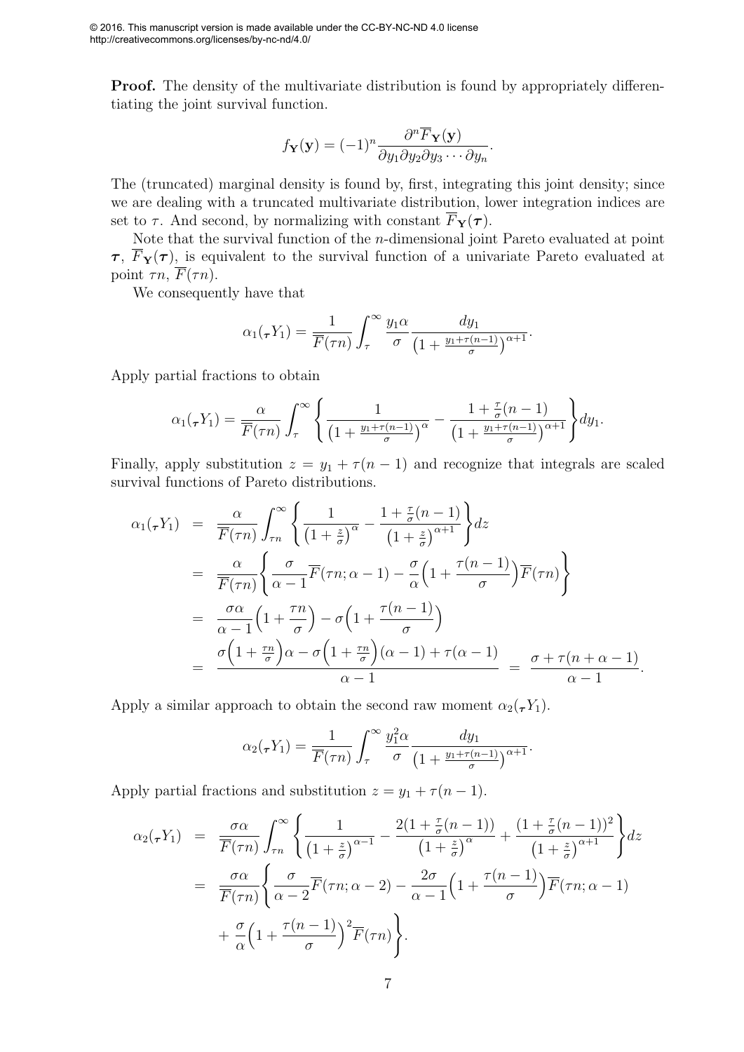**Proof.** The density of the multivariate distribution is found by appropriately differentiating the joint survival function.

$$f_{\mathbf{Y}}(\mathbf{y}) = (-1)^n \frac{\partial^n \overline{F}_{\mathbf{Y}}(\mathbf{y})}{\partial y_1 \partial y_2 \partial y_3 \cdots \partial y_n}.$$

The (truncated) marginal density is found by, first, integrating this joint density; since we are dealing with a truncated multivariate distribution, lower integration indices are set to $\tau$. And second, by normalizing with constant $\overline{F}_{\mathbf{Y}}(\boldsymbol{\tau})$.

Note that the survival function of the $n$-dimensional joint Pareto evaluated at point $\boldsymbol{\tau}$, $\overline{F}_{\mathbf{Y}}(\boldsymbol{\tau})$, is equivalent to the survival function of a univariate Pareto evaluated at point $\tau n$, $\overline{F}(\tau n)$.

We consequently have that

$$\alpha_1({}_{\boldsymbol{\tau}}Y_1) = \frac{1}{\overline{F}(\tau n)} \int_{\tau}^{\infty} \frac{y_1 \alpha}{\sigma} \frac{dy_1}{\left(1 + \frac{y_1 + \tau(n-1)}{\sigma}\right)^{\alpha+1}}.$$

Apply partial fractions to obtain

$$\alpha_1({}_{\boldsymbol{\tau}}Y_1) = \frac{\alpha}{\overline{F}(\tau n)} \int_{\tau}^{\infty} \left\{ \frac{1}{\left(1 + \frac{y_1 + \tau(n-1)}{\sigma}\right)^{\alpha}} - \frac{1 + \frac{\tau}{\sigma}(n-1)}{\left(1 + \frac{y_1 + \tau(n-1)}{\sigma}\right)^{\alpha+1}} \right\} dy_1.$$

Finally, apply substitution $z = y_1 + \tau(n-1)$ and recognize that integrals are scaled survival functions of Pareto distributions.

$$\begin{aligned}
\alpha_1({}_{\boldsymbol{\tau}}Y_1) &= \frac{\alpha}{\overline{F}(\tau n)} \int_{\tau n}^{\infty} \left\{ \frac{1}{\left(1 + \frac{z}{\sigma}\right)^{\alpha}} - \frac{1 + \frac{\tau}{\sigma}(n-1)}{\left(1 + \frac{z}{\sigma}\right)^{\alpha+1}} \right\} dz \\
&= \frac{\alpha}{\overline{F}(\tau n)} \left\{ \frac{\sigma}{\alpha - 1} \overline{F}(\tau n; \alpha - 1) - \frac{\sigma}{\alpha}\Big(1 + \frac{\tau(n-1)}{\sigma}\Big) \overline{F}(\tau n) \right\} \\
&= \frac{\sigma \alpha}{\alpha - 1}\Big(1 + \frac{\tau n}{\sigma}\Big) - \sigma\Big(1 + \frac{\tau(n-1)}{\sigma}\Big) \\
&= \frac{\sigma\Big(1 + \frac{\tau n}{\sigma}\Big)\alpha - \sigma\Big(1 + \frac{\tau n}{\sigma}\Big)(\alpha - 1) + \tau(\alpha - 1)}{\alpha - 1} \;=\; \frac{\sigma + \tau(n + \alpha - 1)}{\alpha - 1}.
\end{aligned}$$

Apply a similar approach to obtain the second raw moment $\alpha_2({}_{\boldsymbol{\tau}}Y_1)$.

$$\alpha_2({}_{\boldsymbol{\tau}}Y_1) = \frac{1}{\overline{F}(\tau n)} \int_{\tau}^{\infty} \frac{y_1^2 \alpha}{\sigma} \frac{dy_1}{\left(1 + \frac{y_1 + \tau(n-1)}{\sigma}\right)^{\alpha+1}}.$$

Apply partial fractions and substitution $z = y_1 + \tau(n-1)$.

$$\begin{aligned}
\alpha_2({}_{\boldsymbol{\tau}}Y_1) &= \frac{\sigma\alpha}{\overline{F}(\tau n)} \int_{\tau n}^{\infty} \left\{ \frac{1}{\left(1 + \frac{z}{\sigma}\right)^{\alpha-1}} - \frac{2(1 + \frac{\tau}{\sigma}(n-1))}{\left(1 + \frac{z}{\sigma}\right)^{\alpha}} + \frac{(1 + \frac{\tau}{\sigma}(n-1))^2}{\left(1 + \frac{z}{\sigma}\right)^{\alpha+1}} \right\} dz \\
&= \frac{\sigma\alpha}{\overline{F}(\tau n)} \left\{ \frac{\sigma}{\alpha - 2} \overline{F}(\tau n; \alpha - 2) - \frac{2\sigma}{\alpha - 1}\Big(1 + \frac{\tau(n-1)}{\sigma}\Big) \overline{F}(\tau n; \alpha - 1) \right. \\
&\quad \left. + \frac{\sigma}{\alpha}\Big(1 + \frac{\tau(n-1)}{\sigma}\Big)^2 \overline{F}(\tau n) \right\}.
\end{aligned}$$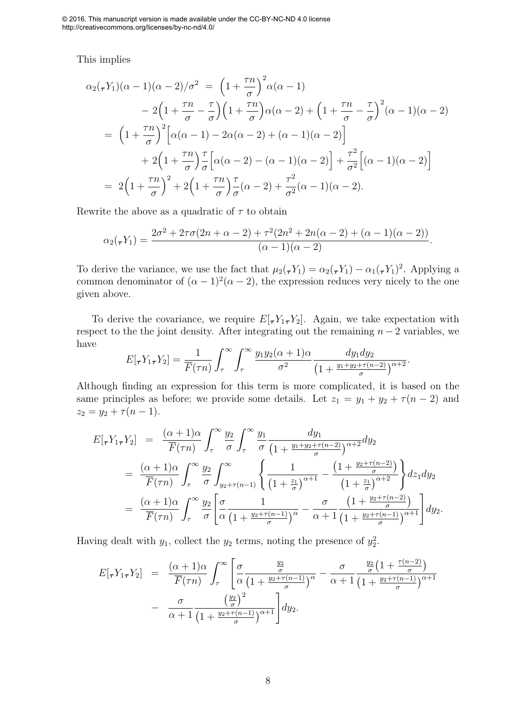This implies

$$
\begin{aligned}
\alpha_2({}_{\boldsymbol{\tau}}Y_1)(\alpha-1)(\alpha-2)/\sigma^2 \;&=\; \Big(1+\frac{\tau n}{\sigma}\Big)^2\alpha(\alpha-1) \\
&\quad - 2\Big(1+\frac{\tau n}{\sigma}-\frac{\tau}{\sigma}\Big)\Big(1+\frac{\tau n}{\sigma}\Big)\alpha(\alpha-2) + \Big(1+\frac{\tau n}{\sigma}-\frac{\tau}{\sigma}\Big)^2(\alpha-1)(\alpha-2) \\
&=\; \Big(1+\frac{\tau n}{\sigma}\Big)^2\Big[\alpha(\alpha-1) - 2\alpha(\alpha-2) + (\alpha-1)(\alpha-2)\Big] \\
&\quad + 2\Big(1+\frac{\tau n}{\sigma}\Big)\frac{\tau}{\sigma}\Big[\alpha(\alpha-2) - (\alpha-1)(\alpha-2)\Big] + \frac{\tau^2}{\sigma^2}\Big[(\alpha-1)(\alpha-2)\Big] \\
&=\; 2\Big(1+\frac{\tau n}{\sigma}\Big)^2 + 2\Big(1+\frac{\tau n}{\sigma}\Big)\frac{\tau}{\sigma}(\alpha-2) + \frac{\tau^2}{\sigma^2}(\alpha-1)(\alpha-2).
\end{aligned}
$$

Rewrite the above as a quadratic of $\tau$ to obtain

$$
\alpha_2({}_{\boldsymbol{\tau}}Y_1) = \frac{2\sigma^2 + 2\tau\sigma(2n+\alpha-2) + \tau^2(2n^2 + 2n(\alpha-2) + (\alpha-1)(\alpha-2))}{(\alpha-1)(\alpha-2)}.
$$

To derive the variance, we use the fact that $\mu_2({}_{\boldsymbol{\tau}}Y_1) = \alpha_2({}_{\boldsymbol{\tau}}Y_1) - \alpha_1({}_{\boldsymbol{\tau}}Y_1)^2$. Applying a common denominator of $(\alpha-1)^2(\alpha-2)$, the expression reduces very nicely to the one given above.

To derive the covariance, we require $E[{}_{\boldsymbol{\tau}}Y_1{}_{\boldsymbol{\tau}}Y_2]$. Again, we take expectation with respect to the the joint density. After integrating out the remaining $n-2$ variables, we have

$$
E[{}_{\boldsymbol{\tau}}Y_1{}_{\boldsymbol{\tau}}Y_2] = \frac{1}{\overline{F}(\tau n)}\int_\tau^\infty\int_\tau^\infty \frac{y_1y_2(\alpha+1)\alpha}{\sigma^2}\frac{dy_1dy_2}{\big(1+\frac{y_1+y_2+\tau(n-2)}{\sigma}\big)^{\alpha+2}}.
$$

Although finding an expression for this term is more complicated, it is based on the same principles as before; we provide some details. Let $z_1 = y_1 + y_2 + \tau(n-2)$ and $z_2 = y_2 + \tau(n-1)$.

$$
\begin{aligned}
E[{}_{\boldsymbol{\tau}}Y_1{}_{\boldsymbol{\tau}}Y_2] \;&=\; \frac{(\alpha+1)\alpha}{\overline{F}(\tau n)}\int_\tau^\infty \frac{y_2}{\sigma}\int_\tau^\infty \frac{y_1}{\sigma}\frac{dy_1}{\big(1+\frac{y_1+y_2+\tau(n-2)}{\sigma}\big)^{\alpha+2}}dy_2 \\
&=\; \frac{(\alpha+1)\alpha}{\overline{F}(\tau n)}\int_\tau^\infty \frac{y_2}{\sigma}\int_{y_2+\tau(n-1)}^\infty \left\{\frac{1}{\big(1+\frac{z_1}{\sigma}\big)^{\alpha+1}} - \frac{\big(1+\frac{y_2+\tau(n-2)}{\sigma}\big)}{\big(1+\frac{z_1}{\sigma}\big)^{\alpha+2}}\right\}dz_1dy_2 \\
&=\; \frac{(\alpha+1)\alpha}{\overline{F}(\tau n)}\int_\tau^\infty \frac{y_2}{\sigma}\left[\frac{\sigma}{\alpha}\frac{1}{\big(1+\frac{y_2+\tau(n-1)}{\sigma}\big)^{\alpha}} - \frac{\sigma}{\alpha+1}\frac{\big(1+\frac{y_2+\tau(n-2)}{\sigma}\big)}{\big(1+\frac{y_2+\tau(n-1)}{\sigma}\big)^{\alpha+1}}\right]dy_2.
\end{aligned}
$$

Having dealt with $y_1$, collect the $y_2$ terms, noting the presence of $y_2^2$.

$$
\begin{aligned}
E[{}_{\boldsymbol{\tau}}Y_1{}_{\boldsymbol{\tau}}Y_2] \;&=\; \frac{(\alpha+1)\alpha}{\overline{F}(\tau n)}\int_\tau^\infty \left[\frac{\sigma}{\alpha}\frac{\frac{y_2}{\sigma}}{\big(1+\frac{y_2+\tau(n-1)}{\sigma}\big)^{\alpha}} - \frac{\sigma}{\alpha+1}\frac{\frac{y_2}{\sigma}\big(1+\frac{\tau(n-2)}{\sigma}\big)}{\big(1+\frac{y_2+\tau(n-1)}{\sigma}\big)^{\alpha+1}}\right. \\
&\quad \left. -\; \frac{\sigma}{\alpha+1}\frac{\big(\frac{y_2}{\sigma}\big)^2}{\big(1+\frac{y_2+\tau(n-1)}{\sigma}\big)^{\alpha+1}}\right]dy_2.
\end{aligned}
$$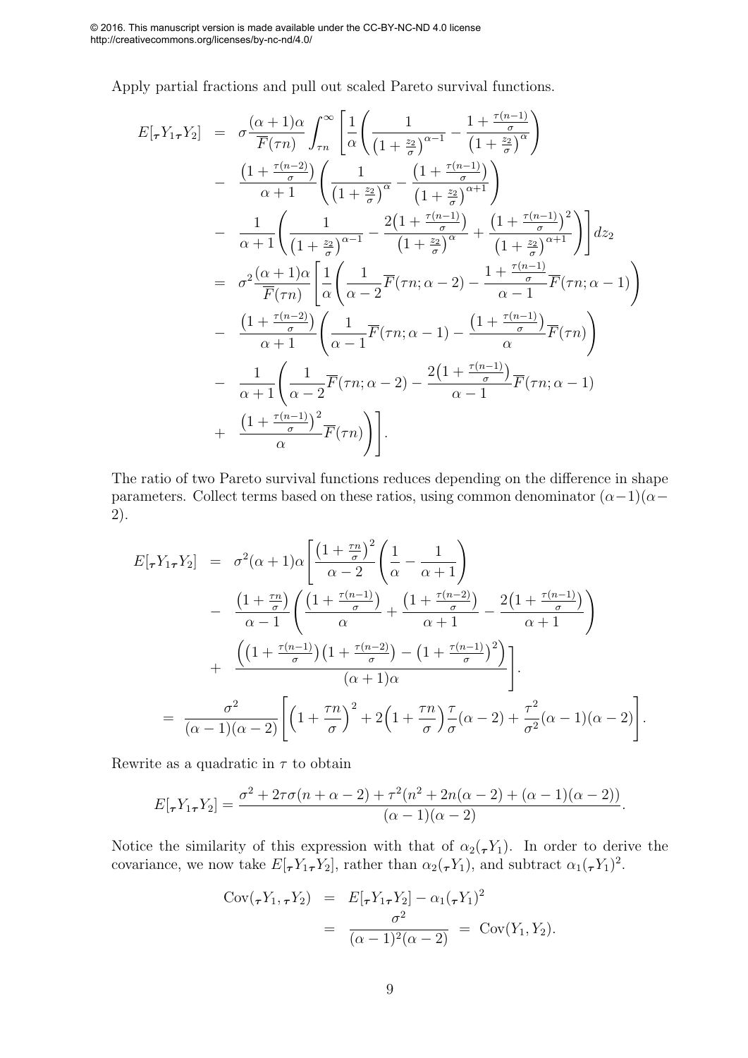Apply partial fractions and pull out scaled Pareto survival functions.

$$
\begin{aligned}
E[{}_\tau Y_1 {}_\tau Y_2] &= \sigma\frac{(\alpha+1)\alpha}{\overline{F}(\tau n)}\int_{\tau n}^{\infty}\Bigg[\frac{1}{\alpha}\Bigg(\frac{1}{\left(1+\frac{z_2}{\sigma}\right)^{\alpha-1}}-\frac{1+\frac{\tau(n-1)}{\sigma}}{\left(1+\frac{z_2}{\sigma}\right)^{\alpha}}\Bigg)\\
&- \frac{\left(1+\frac{\tau(n-2)}{\sigma}\right)}{\alpha+1}\Bigg(\frac{1}{\left(1+\frac{z_2}{\sigma}\right)^{\alpha}}-\frac{\left(1+\frac{\tau(n-1)}{\sigma}\right)}{\left(1+\frac{z_2}{\sigma}\right)^{\alpha+1}}\Bigg)\\
&- \frac{1}{\alpha+1}\Bigg(\frac{1}{\left(1+\frac{z_2}{\sigma}\right)^{\alpha-1}}-\frac{2\left(1+\frac{\tau(n-1)}{\sigma}\right)}{\left(1+\frac{z_2}{\sigma}\right)^{\alpha}}+\frac{\left(1+\frac{\tau(n-1)}{\sigma}\right)^2}{\left(1+\frac{z_2}{\sigma}\right)^{\alpha+1}}\Bigg)\Bigg]dz_2\\
&= \sigma^2\frac{(\alpha+1)\alpha}{\overline{F}(\tau n)}\Bigg[\frac{1}{\alpha}\Bigg(\frac{1}{\alpha-2}\overline{F}(\tau n;\alpha-2)-\frac{1+\frac{\tau(n-1)}{\sigma}}{\alpha-1}\overline{F}(\tau n;\alpha-1)\Bigg)\\
&- \frac{\left(1+\frac{\tau(n-2)}{\sigma}\right)}{\alpha+1}\Bigg(\frac{1}{\alpha-1}\overline{F}(\tau n;\alpha-1)-\frac{\left(1+\frac{\tau(n-1)}{\sigma}\right)}{\alpha}\overline{F}(\tau n)\Bigg)\\
&- \frac{1}{\alpha+1}\Bigg(\frac{1}{\alpha-2}\overline{F}(\tau n;\alpha-2)-\frac{2\left(1+\frac{\tau(n-1)}{\sigma}\right)}{\alpha-1}\overline{F}(\tau n;\alpha-1)\\
&+ \frac{\left(1+\frac{\tau(n-1)}{\sigma}\right)^2}{\alpha}\overline{F}(\tau n)\Bigg)\Bigg].
\end{aligned}
$$

The ratio of two Pareto survival functions reduces depending on the difference in shape parameters. Collect terms based on these ratios, using common denominator $(\alpha-1)(\alpha-2)$.

$$
\begin{aligned}
E[{}_\tau Y_1 {}_\tau Y_2] &= \sigma^2(\alpha+1)\alpha\Bigg[\frac{\left(1+\frac{\tau n}{\sigma}\right)^2}{\alpha-2}\Bigg(\frac{1}{\alpha}-\frac{1}{\alpha+1}\Bigg)\\
&- \frac{\left(1+\frac{\tau n}{\sigma}\right)}{\alpha-1}\Bigg(\frac{\left(1+\frac{\tau(n-1)}{\sigma}\right)}{\alpha}+\frac{\left(1+\frac{\tau(n-2)}{\sigma}\right)}{\alpha+1}-\frac{2\left(1+\frac{\tau(n-1)}{\sigma}\right)}{\alpha+1}\Bigg)\\
&+ \frac{\left(\left(1+\frac{\tau(n-1)}{\sigma}\right)\left(1+\frac{\tau(n-2)}{\sigma}\right)-\left(1+\frac{\tau(n-1)}{\sigma}\right)^2\right)}{(\alpha+1)\alpha}\Bigg].\\
&= \frac{\sigma^2}{(\alpha-1)(\alpha-2)}\Bigg[\Big(1+\frac{\tau n}{\sigma}\Big)^2+2\Big(1+\frac{\tau n}{\sigma}\Big)\frac{\tau}{\sigma}(\alpha-2)+\frac{\tau^2}{\sigma^2}(\alpha-1)(\alpha-2)\Bigg].
\end{aligned}
$$

Rewrite as a quadratic in $\tau$ to obtain

$$
E[{}_\tau Y_1 {}_\tau Y_2] = \frac{\sigma^2+2\tau\sigma(n+\alpha-2)+\tau^2(n^2+2n(\alpha-2)+(\alpha-1)(\alpha-2))}{(\alpha-1)(\alpha-2)}.
$$

Notice the similarity of this expression with that of $\alpha_2({}_\tau Y_1)$. In order to derive the covariance, we now take $E[{}_\tau Y_1 {}_\tau Y_2]$, rather than $\alpha_2({}_\tau Y_1)$, and subtract $\alpha_1({}_\tau Y_1)^2$.

$$
\begin{aligned}
\mathrm{Cov}({}_\tau Y_1, {}_\tau Y_2) &= E[{}_\tau Y_1 {}_\tau Y_2] - \alpha_1({}_\tau Y_1)^2\\
&= \frac{\sigma^2}{(\alpha-1)^2(\alpha-2)} \;=\; \mathrm{Cov}(Y_1, Y_2).
\end{aligned}
$$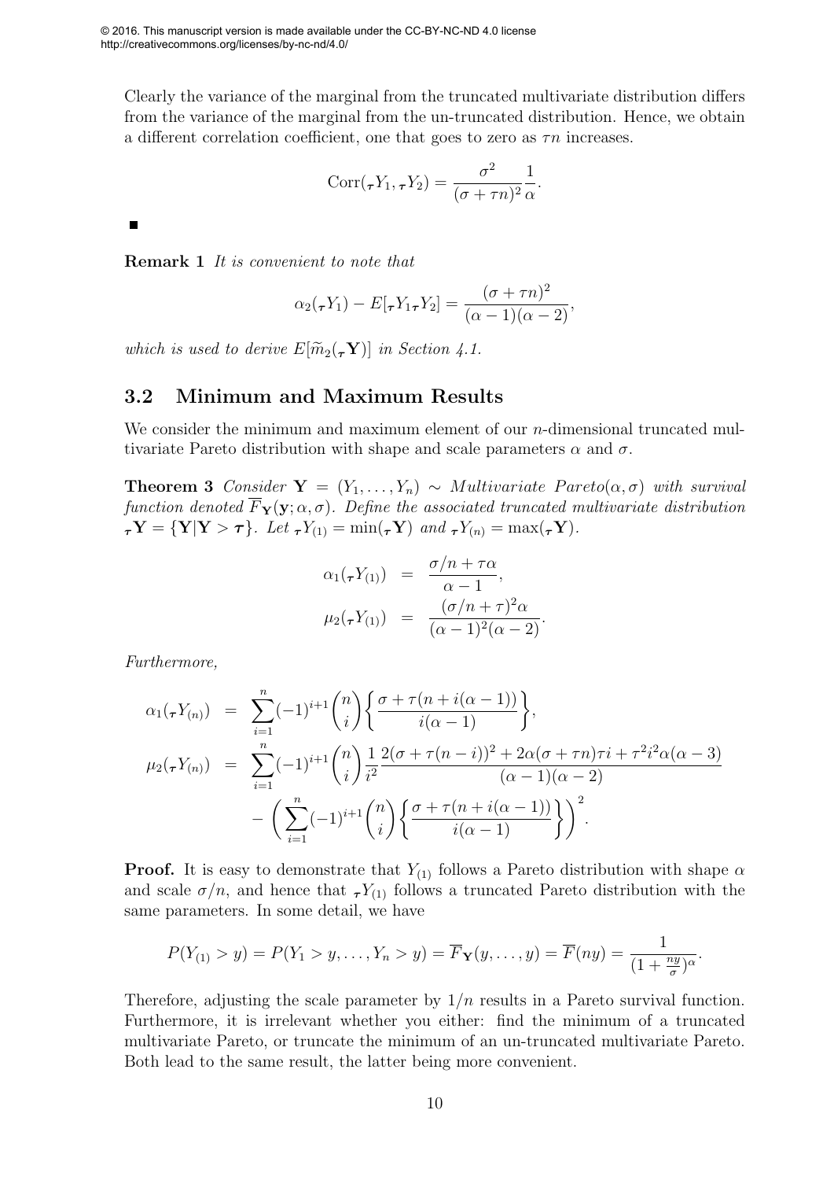Clearly the variance of the marginal from the truncated multivariate distribution differs from the variance of the marginal from the un-truncated distribution. Hence, we obtain a different correlation coefficient, one that goes to zero as $\tau n$ increases.

$$\text{Corr}({}_{\boldsymbol{\tau}}Y_1, {}_{\boldsymbol{\tau}}Y_2) = \frac{\sigma^2}{(\sigma + \tau n)^2} \frac{1}{\alpha}.$$

■

**Remark 1** *It is convenient to note that*

$$\alpha_2({}_{\boldsymbol{\tau}}Y_1) - E[{}_{\boldsymbol{\tau}}Y_1 {}_{\boldsymbol{\tau}}Y_2] = \frac{(\sigma + \tau n)^2}{(\alpha - 1)(\alpha - 2)},$$

*which is used to derive* $E[\widetilde{m}_2({}_{\boldsymbol{\tau}}\mathbf{Y})]$ *in Section 4.1.*

## 3.2 Minimum and Maximum Results

We consider the minimum and maximum element of our $n$-dimensional truncated multivariate Pareto distribution with shape and scale parameters $\alpha$ and $\sigma$.

**Theorem 3** *Consider* $\mathbf{Y} = (Y_1, \ldots, Y_n) \sim$ *Multivariate Pareto*$(\alpha, \sigma)$ *with survival function denoted* $\overline{F}_{\mathbf{Y}}(\mathbf{y}; \alpha, \sigma)$*. Define the associated truncated multivariate distribution* ${}_{\boldsymbol{\tau}}\mathbf{Y} = \{\mathbf{Y} | \mathbf{Y} > \boldsymbol{\tau}\}$*. Let* ${}_{\boldsymbol{\tau}}Y_{(1)} = \min({}_{\boldsymbol{\tau}}\mathbf{Y})$ *and* ${}_{\boldsymbol{\tau}}Y_{(n)} = \max({}_{\boldsymbol{\tau}}\mathbf{Y})$*.*

$$\begin{aligned}
\alpha_1({}_{\boldsymbol{\tau}}Y_{(1)}) &= \frac{\sigma/n + \tau\alpha}{\alpha - 1}, \\
\mu_2({}_{\boldsymbol{\tau}}Y_{(1)}) &= \frac{(\sigma/n + \tau)^2\alpha}{(\alpha - 1)^2(\alpha - 2)}.
\end{aligned}$$

*Furthermore,*

$$\begin{aligned}
\alpha_1({}_{\boldsymbol{\tau}}Y_{(n)}) &= \sum_{i=1}^{n} (-1)^{i+1} \binom{n}{i} \left\{ \frac{\sigma + \tau(n + i(\alpha - 1))}{i(\alpha - 1)} \right\}, \\
\mu_2({}_{\boldsymbol{\tau}}Y_{(n)}) &= \sum_{i=1}^{n} (-1)^{i+1} \binom{n}{i} \frac{1}{i^2} \frac{2(\sigma + \tau(n - i))^2 + 2\alpha(\sigma + \tau n)\tau i + \tau^2 i^2 \alpha(\alpha - 3)}{(\alpha - 1)(\alpha - 2)} \\
&\quad - \left( \sum_{i=1}^{n} (-1)^{i+1} \binom{n}{i} \left\{ \frac{\sigma + \tau(n + i(\alpha - 1))}{i(\alpha - 1)} \right\} \right)^2.
\end{aligned}$$

**Proof.** It is easy to demonstrate that $Y_{(1)}$ follows a Pareto distribution with shape $\alpha$ and scale $\sigma/n$, and hence that ${}_{\boldsymbol{\tau}}Y_{(1)}$ follows a truncated Pareto distribution with the same parameters. In some detail, we have

$$P(Y_{(1)} > y) = P(Y_1 > y, \ldots, Y_n > y) = \overline{F}_{\mathbf{Y}}(y, \ldots, y) = \overline{F}(ny) = \frac{1}{(1 + \frac{ny}{\sigma})^\alpha}.$$

Therefore, adjusting the scale parameter by $1/n$ results in a Pareto survival function. Furthermore, it is irrelevant whether you either: find the minimum of a truncated multivariate Pareto, or truncate the minimum of an un-truncated multivariate Pareto. Both lead to the same result, the latter being more convenient.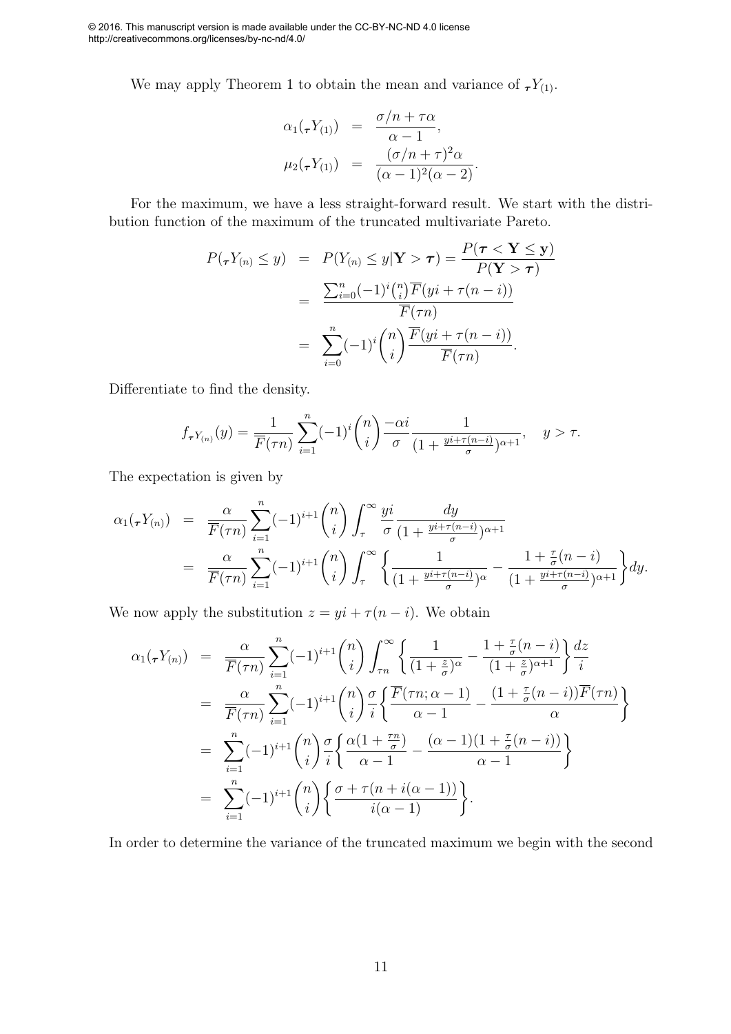We may apply Theorem 1 to obtain the mean and variance of ${}_{\boldsymbol{\tau}}Y_{(1)}$.

$$
\begin{aligned}
\alpha_1({}_{\boldsymbol{\tau}}Y_{(1)}) &= \frac{\sigma/n + \tau\alpha}{\alpha - 1}, \\
\mu_2({}_{\boldsymbol{\tau}}Y_{(1)}) &= \frac{(\sigma/n + \tau)^2\alpha}{(\alpha-1)^2(\alpha-2)}.
\end{aligned}
$$

For the maximum, we have a less straight-forward result. We start with the distribution function of the maximum of the truncated multivariate Pareto.

$$
\begin{aligned}
P({}_{\boldsymbol{\tau}}Y_{(n)} \le y) &= P(Y_{(n)} \le y | \mathbf{Y} > \boldsymbol{\tau}) = \frac{P(\boldsymbol{\tau} < \mathbf{Y} \le \mathbf{y})}{P(\mathbf{Y} > \boldsymbol{\tau})} \\
&= \frac{\sum_{i=0}^{n}(-1)^i\binom{n}{i}\overline{F}(yi + \tau(n-i))}{\overline{F}(\tau n)} \\
&= \sum_{i=0}^{n}(-1)^i\binom{n}{i}\frac{\overline{F}(yi + \tau(n-i))}{\overline{F}(\tau n)}.
\end{aligned}
$$

Differentiate to find the density.

$$
f_{{}_{\boldsymbol{\tau}}Y_{(n)}}(y) = \frac{1}{\overline{F}(\tau n)}\sum_{i=1}^{n}(-1)^i\binom{n}{i}\frac{-\alpha i}{\sigma}\frac{1}{(1+\frac{yi+\tau(n-i)}{\sigma})^{\alpha+1}}, \quad y > \tau.
$$

The expectation is given by

$$
\begin{aligned}
\alpha_1({}_{\boldsymbol{\tau}}Y_{(n)}) &= \frac{\alpha}{\overline{F}(\tau n)}\sum_{i=1}^{n}(-1)^{i+1}\binom{n}{i}\int_{\tau}^{\infty}\frac{yi}{\sigma}\frac{dy}{(1+\frac{yi+\tau(n-i)}{\sigma})^{\alpha+1}} \\
&= \frac{\alpha}{\overline{F}(\tau n)}\sum_{i=1}^{n}(-1)^{i+1}\binom{n}{i}\int_{\tau}^{\infty}\left\{\frac{1}{(1+\frac{yi+\tau(n-i)}{\sigma})^{\alpha}} - \frac{1+\frac{\tau}{\sigma}(n-i)}{(1+\frac{yi+\tau(n-i)}{\sigma})^{\alpha+1}}\right\}dy.
\end{aligned}
$$

We now apply the substitution $z = yi + \tau(n-i)$. We obtain

$$
\begin{aligned}
\alpha_1({}_{\boldsymbol{\tau}}Y_{(n)}) &= \frac{\alpha}{\overline{F}(\tau n)}\sum_{i=1}^{n}(-1)^{i+1}\binom{n}{i}\int_{\tau n}^{\infty}\left\{\frac{1}{(1+\frac{z}{\sigma})^{\alpha}} - \frac{1+\frac{\tau}{\sigma}(n-i)}{(1+\frac{z}{\sigma})^{\alpha+1}}\right\}\frac{dz}{i} \\
&= \frac{\alpha}{\overline{F}(\tau n)}\sum_{i=1}^{n}(-1)^{i+1}\binom{n}{i}\frac{\sigma}{i}\left\{\frac{\overline{F}(\tau n;\alpha-1)}{\alpha-1} - \frac{(1+\frac{\tau}{\sigma}(n-i))\overline{F}(\tau n)}{\alpha}\right\} \\
&= \sum_{i=1}^{n}(-1)^{i+1}\binom{n}{i}\frac{\sigma}{i}\left\{\frac{\alpha(1+\frac{\tau n}{\sigma})}{\alpha-1} - \frac{(\alpha-1)(1+\frac{\tau}{\sigma}(n-i))}{\alpha-1}\right\} \\
&= \sum_{i=1}^{n}(-1)^{i+1}\binom{n}{i}\left\{\frac{\sigma + \tau(n + i(\alpha-1))}{i(\alpha-1)}\right\}.
\end{aligned}
$$

In order to determine the variance of the truncated maximum we begin with the second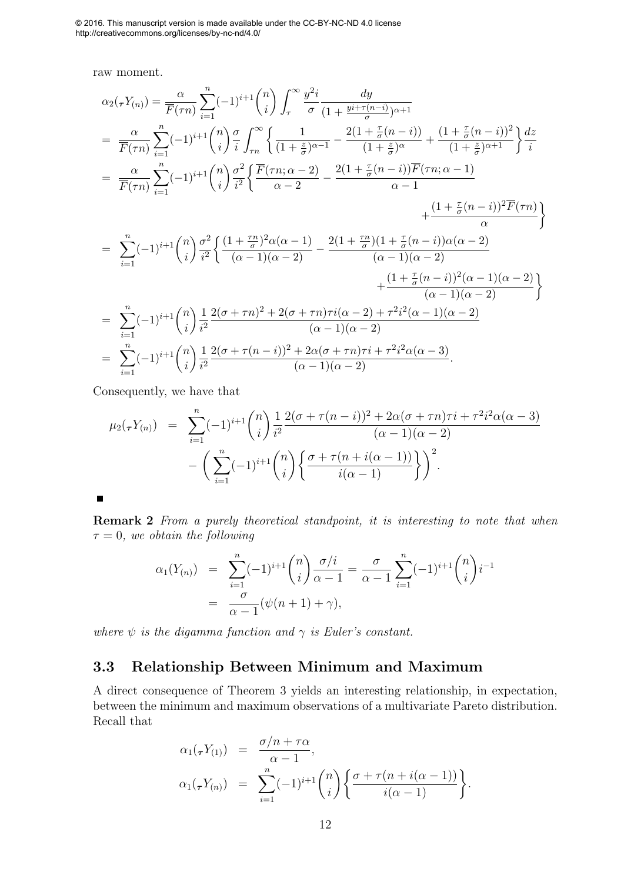raw moment.

$$
\begin{aligned}
\alpha_2({}_{\boldsymbol{\tau}}Y_{(n)}) &= \frac{\alpha}{\overline{F}(\tau n)} \sum_{i=1}^{n} (-1)^{i+1} \binom{n}{i} \int_{\tau}^{\infty} \frac{y^2 i}{\sigma} \frac{dy}{(1 + \frac{yi + \tau(n-i)}{\sigma})^{\alpha+1}} \\
&= \frac{\alpha}{\overline{F}(\tau n)} \sum_{i=1}^{n} (-1)^{i+1} \binom{n}{i} \frac{\sigma}{i} \int_{\tau n}^{\infty} \left\{ \frac{1}{(1+\frac{z}{\sigma})^{\alpha-1}} - \frac{2(1+\frac{\tau}{\sigma}(n-i))}{(1+\frac{z}{\sigma})^{\alpha}} + \frac{(1+\frac{\tau}{\sigma}(n-i))^2}{(1+\frac{z}{\sigma})^{\alpha+1}} \right\} \frac{dz}{i} \\
&= \frac{\alpha}{\overline{F}(\tau n)} \sum_{i=1}^{n} (-1)^{i+1} \binom{n}{i} \frac{\sigma^2}{i^2} \left\{ \frac{\overline{F}(\tau n; \alpha-2)}{\alpha-2} - \frac{2(1+\frac{\tau}{\sigma}(n-i))\overline{F}(\tau n; \alpha-1)}{\alpha-1} \right. \\
&\qquad \left. + \frac{(1+\frac{\tau}{\sigma}(n-i))^2 \overline{F}(\tau n)}{\alpha} \right\} \\
&= \sum_{i=1}^{n} (-1)^{i+1} \binom{n}{i} \frac{\sigma^2}{i^2} \left\{ \frac{(1+\frac{\tau n}{\sigma})^2 \alpha(\alpha-1)}{(\alpha-1)(\alpha-2)} - \frac{2(1+\frac{\tau n}{\sigma})(1+\frac{\tau}{\sigma}(n-i))\alpha(\alpha-2)}{(\alpha-1)(\alpha-2)} \right. \\
&\qquad \left. + \frac{(1+\frac{\tau}{\sigma}(n-i))^2(\alpha-1)(\alpha-2)}{(\alpha-1)(\alpha-2)} \right\} \\
&= \sum_{i=1}^{n} (-1)^{i+1} \binom{n}{i} \frac{1}{i^2} \frac{2(\sigma+\tau n)^2 + 2(\sigma+\tau n)\tau i(\alpha-2) + \tau^2 i^2 (\alpha-1)(\alpha-2)}{(\alpha-1)(\alpha-2)} \\
&= \sum_{i=1}^{n} (-1)^{i+1} \binom{n}{i} \frac{1}{i^2} \frac{2(\sigma+\tau(n-i))^2 + 2\alpha(\sigma+\tau n)\tau i + \tau^2 i^2 \alpha(\alpha-3)}{(\alpha-1)(\alpha-2)}.
\end{aligned}
$$

Consequently, we have that

$$
\begin{aligned}
\mu_2({}_{\boldsymbol{\tau}}Y_{(n)}) &= \sum_{i=1}^{n} (-1)^{i+1} \binom{n}{i} \frac{1}{i^2} \frac{2(\sigma+\tau(n-i))^2 + 2\alpha(\sigma+\tau n)\tau i + \tau^2 i^2 \alpha(\alpha-3)}{(\alpha-1)(\alpha-2)} \\
&\quad - \left( \sum_{i=1}^{n} (-1)^{i+1} \binom{n}{i} \left\{ \frac{\sigma + \tau(n + i(\alpha-1))}{i(\alpha-1)} \right\} \right)^2.
\end{aligned}
$$

■

**Remark 2** *From a purely theoretical standpoint, it is interesting to note that when $\tau = 0$, we obtain the following*

$$
\begin{aligned}
\alpha_1(Y_{(n)}) &= \sum_{i=1}^{n} (-1)^{i+1} \binom{n}{i} \frac{\sigma/i}{\alpha-1} = \frac{\sigma}{\alpha-1} \sum_{i=1}^{n} (-1)^{i+1} \binom{n}{i} i^{-1} \\
&= \frac{\sigma}{\alpha-1} (\psi(n+1) + \gamma),
\end{aligned}
$$

*where $\psi$ is the digamma function and $\gamma$ is Euler's constant.*

### 3.3 Relationship Between Minimum and Maximum

A direct consequence of Theorem 3 yields an interesting relationship, in expectation, between the minimum and maximum observations of a multivariate Pareto distribution. Recall that

$$
\begin{aligned}
\alpha_1({}_{\boldsymbol{\tau}}Y_{(1)}) &= \frac{\sigma/n + \tau\alpha}{\alpha-1}, \\
\alpha_1({}_{\boldsymbol{\tau}}Y_{(n)}) &= \sum_{i=1}^{n} (-1)^{i+1} \binom{n}{i} \left\{ \frac{\sigma + \tau(n + i(\alpha-1))}{i(\alpha-1)} \right\}.
\end{aligned}
$$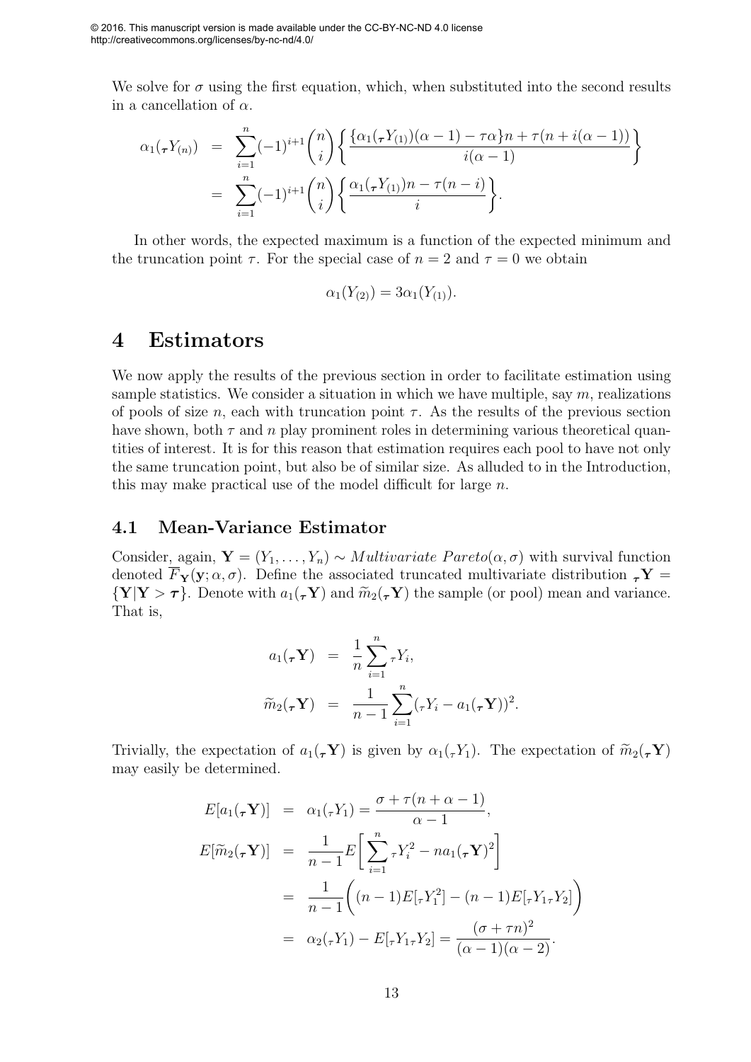We solve for $\sigma$ using the first equation, which, when substituted into the second results in a cancellation of $\alpha$.

$$
\begin{aligned}
\alpha_1({}_{\boldsymbol{\tau}}Y_{(n)}) &= \sum_{i=1}^{n}(-1)^{i+1}\binom{n}{i}\left\{\frac{\{\alpha_1({}_{\boldsymbol{\tau}}Y_{(1)})(\alpha-1)-\tau\alpha\}n+\tau(n+i(\alpha-1))}{i(\alpha-1)}\right\} \\
&= \sum_{i=1}^{n}(-1)^{i+1}\binom{n}{i}\left\{\frac{\alpha_1({}_{\boldsymbol{\tau}}Y_{(1)})n-\tau(n-i)}{i}\right\}.
\end{aligned}
$$

In other words, the expected maximum is a function of the expected minimum and the truncation point $\tau$. For the special case of $n=2$ and $\tau=0$ we obtain

$$
\alpha_1(Y_{(2)}) = 3\alpha_1(Y_{(1)}).
$$

# 4 Estimators

We now apply the results of the previous section in order to facilitate estimation using sample statistics. We consider a situation in which we have multiple, say $m$, realizations of pools of size $n$, each with truncation point $\tau$. As the results of the previous section have shown, both $\tau$ and $n$ play prominent roles in determining various theoretical quantities of interest. It is for this reason that estimation requires each pool to have not only the same truncation point, but also be of similar size. As alluded to in the Introduction, this may make practical use of the model difficult for large $n$.

## 4.1 Mean-Variance Estimator

Consider, again, $\mathbf{Y}=(Y_1,\ldots,Y_n)\sim \textit{Multivariate Pareto}(\alpha,\sigma)$ with survival function denoted $\overline{F}_{\mathbf{Y}}(\mathbf{y};\alpha,\sigma)$. Define the associated truncated multivariate distribution ${}_{\boldsymbol{\tau}}\mathbf{Y}=\{\mathbf{Y}|\mathbf{Y}>\boldsymbol{\tau}\}$. Denote with $a_1({}_{\boldsymbol{\tau}}\mathbf{Y})$ and $\widetilde{m}_2({}_{\boldsymbol{\tau}}\mathbf{Y})$ the sample (or pool) mean and variance. That is,

$$
\begin{aligned}
a_1({}_{\boldsymbol{\tau}}\mathbf{Y}) &= \frac{1}{n}\sum_{i=1}^{n}{}_{\tau}Y_i, \\
\widetilde{m}_2({}_{\boldsymbol{\tau}}\mathbf{Y}) &= \frac{1}{n-1}\sum_{i=1}^{n}({}_{\tau}Y_i-a_1({}_{\boldsymbol{\tau}}\mathbf{Y}))^2.
\end{aligned}
$$

Trivially, the expectation of $a_1({}_{\boldsymbol{\tau}}\mathbf{Y})$ is given by $\alpha_1({}_{\tau}Y_1)$. The expectation of $\widetilde{m}_2({}_{\boldsymbol{\tau}}\mathbf{Y})$ may easily be determined.

$$
\begin{aligned}
E[a_1({}_{\boldsymbol{\tau}}\mathbf{Y})] &= \alpha_1({}_{\tau}Y_1) = \frac{\sigma+\tau(n+\alpha-1)}{\alpha-1}, \\
E[\widetilde{m}_2({}_{\boldsymbol{\tau}}\mathbf{Y})] &= \frac{1}{n-1}E\left[\sum_{i=1}^{n}{}_{\tau}Y_i^2-na_1({}_{\boldsymbol{\tau}}\mathbf{Y})^2\right] \\
&= \frac{1}{n-1}\bigg((n-1)E[{}_{\tau}Y_1^2]-(n-1)E[{}_{\tau}Y_1{}_{\tau}Y_2]\bigg) \\
&= \alpha_2({}_{\tau}Y_1)-E[{}_{\tau}Y_1{}_{\tau}Y_2] = \frac{(\sigma+\tau n)^2}{(\alpha-1)(\alpha-2)}.
\end{aligned}
$$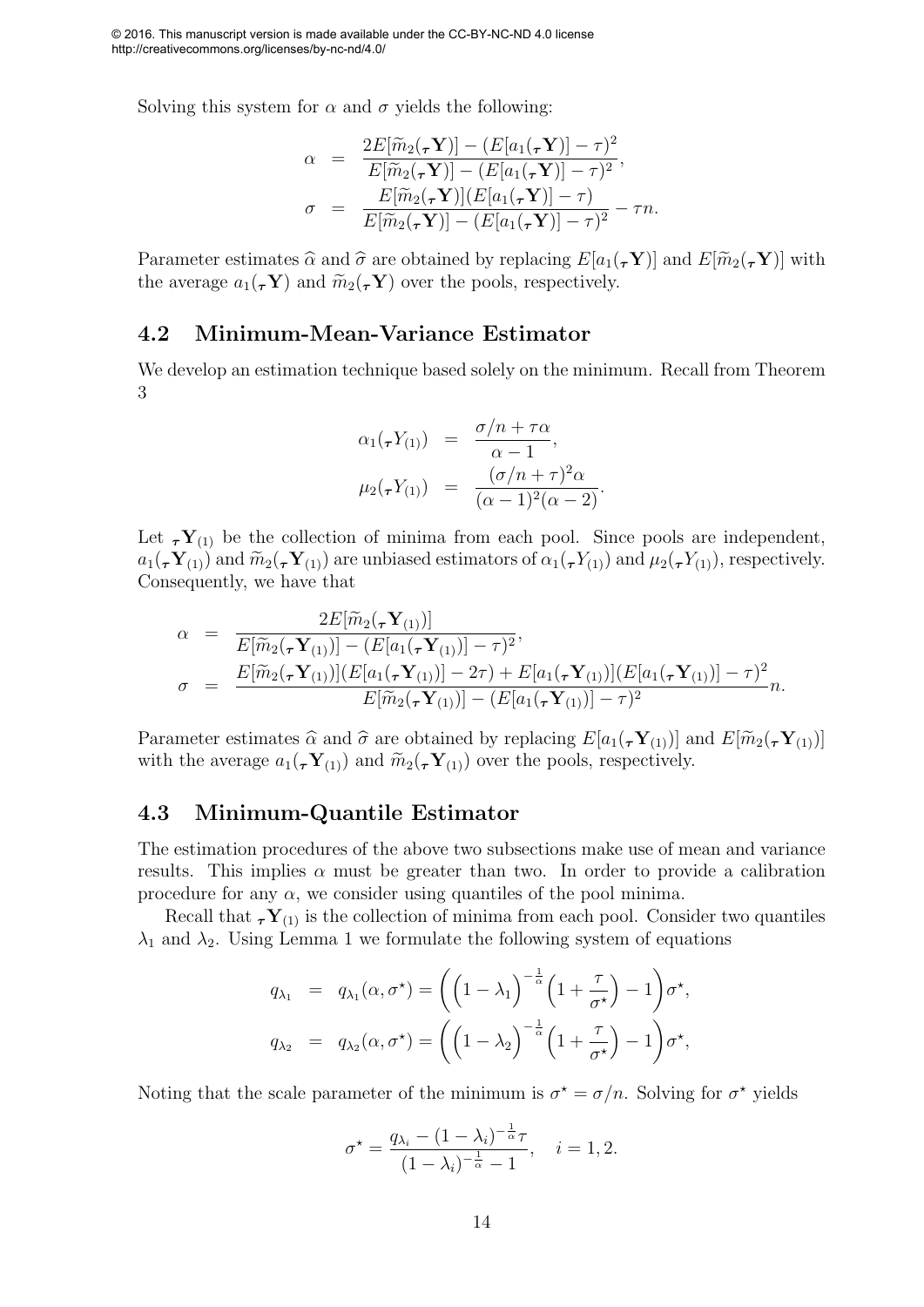Solving this system for $\alpha$ and $\sigma$ yields the following:

$$
\begin{aligned}
\alpha &= \frac{2E[\widetilde{m}_2({}_{\boldsymbol{\tau}}\mathbf{Y})] - (E[a_1({}_{\boldsymbol{\tau}}\mathbf{Y})] - \tau)^2}{E[\widetilde{m}_2({}_{\boldsymbol{\tau}}\mathbf{Y})] - (E[a_1({}_{\boldsymbol{\tau}}\mathbf{Y})] - \tau)^2}, \\
\sigma &= \frac{E[\widetilde{m}_2({}_{\boldsymbol{\tau}}\mathbf{Y})](E[a_1({}_{\boldsymbol{\tau}}\mathbf{Y})] - \tau)}{E[\widetilde{m}_2({}_{\boldsymbol{\tau}}\mathbf{Y})] - (E[a_1({}_{\boldsymbol{\tau}}\mathbf{Y})] - \tau)^2} - \tau n.
\end{aligned}
$$

Parameter estimates $\widehat{\alpha}$ and $\widehat{\sigma}$ are obtained by replacing $E[a_1({}_{\boldsymbol{\tau}}\mathbf{Y})]$ and $E[\widetilde{m}_2({}_{\boldsymbol{\tau}}\mathbf{Y})]$ with the average $a_1({}_{\boldsymbol{\tau}}\mathbf{Y})$ and $\widetilde{m}_2({}_{\boldsymbol{\tau}}\mathbf{Y})$ over the pools, respectively.

## 4.2 Minimum-Mean-Variance Estimator

We develop an estimation technique based solely on the minimum. Recall from Theorem 3

$$
\begin{aligned}
\alpha_1({}_{\boldsymbol{\tau}}Y_{(1)}) &= \frac{\sigma/n + \tau\alpha}{\alpha - 1}, \\
\mu_2({}_{\boldsymbol{\tau}}Y_{(1)}) &= \frac{(\sigma/n + \tau)^2\alpha}{(\alpha-1)^2(\alpha-2)}.
\end{aligned}
$$

Let ${}_{\boldsymbol{\tau}}\mathbf{Y}_{(1)}$ be the collection of minima from each pool. Since pools are independent, $a_1({}_{\boldsymbol{\tau}}\mathbf{Y}_{(1)})$ and $\widetilde{m}_2({}_{\boldsymbol{\tau}}\mathbf{Y}_{(1)})$ are unbiased estimators of $\alpha_1({}_{\boldsymbol{\tau}}Y_{(1)})$ and $\mu_2({}_{\boldsymbol{\tau}}Y_{(1)})$, respectively. Consequently, we have that

$$
\begin{aligned}
\alpha &= \frac{2E[\widetilde{m}_2({}_{\boldsymbol{\tau}}\mathbf{Y}_{(1)})]}{E[\widetilde{m}_2({}_{\boldsymbol{\tau}}\mathbf{Y}_{(1)})] - (E[a_1({}_{\boldsymbol{\tau}}\mathbf{Y}_{(1)})] - \tau)^2}, \\
\sigma &= \frac{E[\widetilde{m}_2({}_{\boldsymbol{\tau}}\mathbf{Y}_{(1)})](E[a_1({}_{\boldsymbol{\tau}}\mathbf{Y}_{(1)})] - 2\tau) + E[a_1({}_{\boldsymbol{\tau}}\mathbf{Y}_{(1)})](E[a_1({}_{\boldsymbol{\tau}}\mathbf{Y}_{(1)})] - \tau)^2}{E[\widetilde{m}_2({}_{\boldsymbol{\tau}}\mathbf{Y}_{(1)})] - (E[a_1({}_{\boldsymbol{\tau}}\mathbf{Y}_{(1)})] - \tau)^2} n.
\end{aligned}
$$

Parameter estimates $\widehat{\alpha}$ and $\widehat{\sigma}$ are obtained by replacing $E[a_1({}_{\boldsymbol{\tau}}\mathbf{Y}_{(1)})]$ and $E[\widetilde{m}_2({}_{\boldsymbol{\tau}}\mathbf{Y}_{(1)})]$ with the average $a_1({}_{\boldsymbol{\tau}}\mathbf{Y}_{(1)})$ and $\widetilde{m}_2({}_{\boldsymbol{\tau}}\mathbf{Y}_{(1)})$ over the pools, respectively.

## 4.3 Minimum-Quantile Estimator

The estimation procedures of the above two subsections make use of mean and variance results. This implies $\alpha$ must be greater than two. In order to provide a calibration procedure for any $\alpha$, we consider using quantiles of the pool minima.

Recall that ${}_{\boldsymbol{\tau}}\mathbf{Y}_{(1)}$ is the collection of minima from each pool. Consider two quantiles $\lambda_1$ and $\lambda_2$. Using Lemma 1 we formulate the following system of equations

$$
\begin{aligned}
q_{\lambda_1} &= q_{\lambda_1}(\alpha, \sigma^\star) = \left(\left(1 - \lambda_1\right)^{-\frac{1}{\alpha}}\left(1 + \frac{\tau}{\sigma^\star}\right) - 1\right)\sigma^\star, \\
q_{\lambda_2} &= q_{\lambda_2}(\alpha, \sigma^\star) = \left(\left(1 - \lambda_2\right)^{-\frac{1}{\alpha}}\left(1 + \frac{\tau}{\sigma^\star}\right) - 1\right)\sigma^\star,
\end{aligned}
$$

Noting that the scale parameter of the minimum is $\sigma^\star = \sigma/n$. Solving for $\sigma^\star$ yields

$$
\sigma^\star = \frac{q_{\lambda_i} - (1-\lambda_i)^{-\frac{1}{\alpha}}\tau}{(1-\lambda_i)^{-\frac{1}{\alpha}} - 1}, \quad i = 1, 2.
$$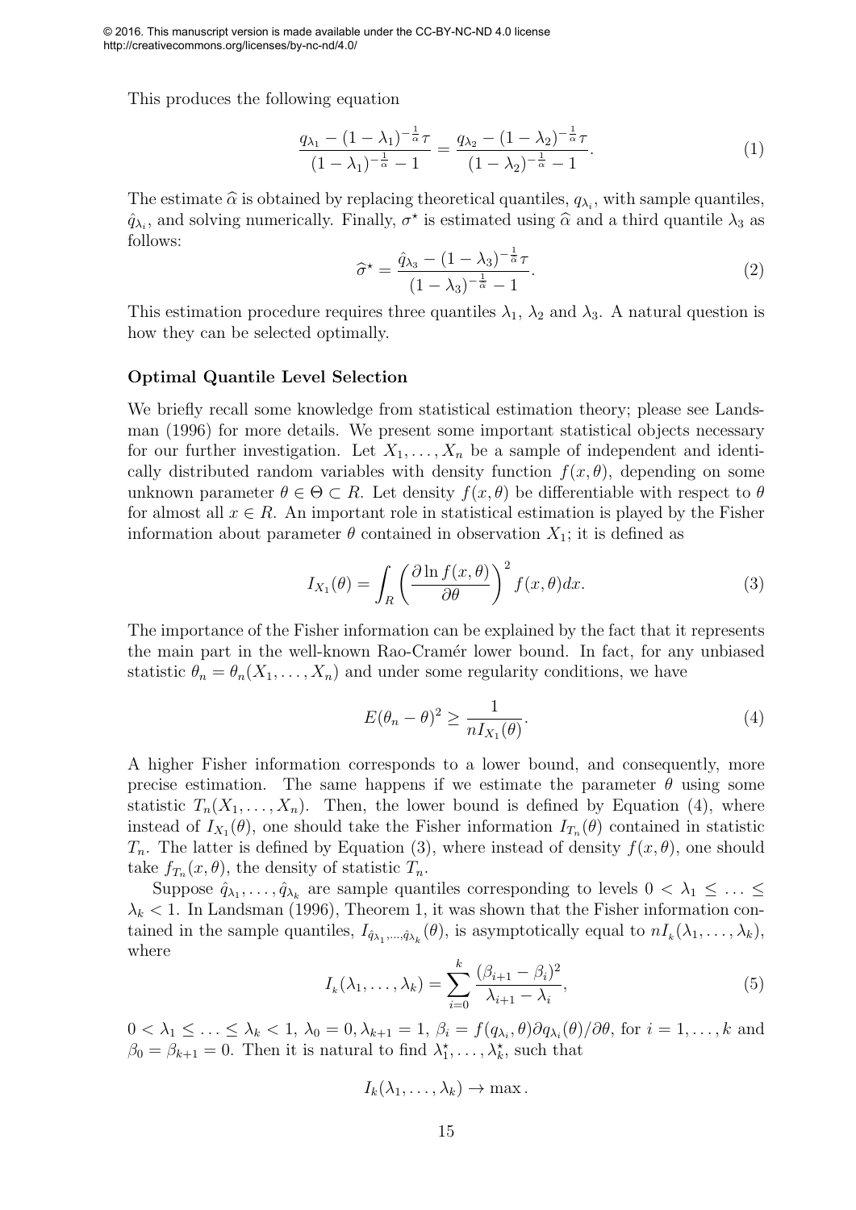This produces the following equation

$$\frac{q_{\lambda_1} - (1-\lambda_1)^{-\frac{1}{\alpha}}\tau}{(1-\lambda_1)^{-\frac{1}{\alpha}} - 1} = \frac{q_{\lambda_2} - (1-\lambda_2)^{-\frac{1}{\alpha}}\tau}{(1-\lambda_2)^{-\frac{1}{\alpha}} - 1}. \tag{1}$$

The estimate $\widehat{\alpha}$ is obtained by replacing theoretical quantiles, $q_{\lambda_i}$, with sample quantiles, $\hat{q}_{\lambda_i}$, and solving numerically. Finally, $\sigma^\star$ is estimated using $\widehat{\alpha}$ and a third quantile $\lambda_3$ as follows:

$$\widehat{\sigma}^\star = \frac{\hat{q}_{\lambda_3} - (1-\lambda_3)^{-\frac{1}{\hat{\alpha}}}\tau}{(1-\lambda_3)^{-\frac{1}{\hat{\alpha}}} - 1}. \tag{2}$$

This estimation procedure requires three quantiles $\lambda_1$, $\lambda_2$ and $\lambda_3$. A natural question is how they can be selected optimally.

**Optimal Quantile Level Selection**

We briefly recall some knowledge from statistical estimation theory; please see Landsman (1996) for more details. We present some important statistical objects necessary for our further investigation. Let $X_1, \ldots, X_n$ be a sample of independent and identically distributed random variables with density function $f(x, \theta)$, depending on some unknown parameter $\theta \in \Theta \subset R$. Let density $f(x, \theta)$ be differentiable with respect to $\theta$ for almost all $x \in R$. An important role in statistical estimation is played by the Fisher information about parameter $\theta$ contained in observation $X_1$; it is defined as

$$I_{X_1}(\theta) = \int_R \left( \frac{\partial \ln f(x,\theta)}{\partial \theta} \right)^2 f(x, \theta) dx. \tag{3}$$

The importance of the Fisher information can be explained by the fact that it represents the main part in the well-known Rao-Cramér lower bound. In fact, for any unbiased statistic $\theta_n = \theta_n(X_1, \ldots, X_n)$ and under some regularity conditions, we have

$$E(\theta_n - \theta)^2 \geq \frac{1}{nI_{X_1}(\theta)}. \tag{4}$$

A higher Fisher information corresponds to a lower bound, and consequently, more precise estimation. The same happens if we estimate the parameter $\theta$ using some statistic $T_n(X_1, \ldots, X_n)$. Then, the lower bound is defined by Equation (4), where instead of $I_{X_1}(\theta)$, one should take the Fisher information $I_{T_n}(\theta)$ contained in statistic $T_n$. The latter is defined by Equation (3), where instead of density $f(x, \theta)$, one should take $f_{T_n}(x, \theta)$, the density of statistic $T_n$.

Suppose $\hat{q}_{\lambda_1}, \ldots, \hat{q}_{\lambda_k}$ are sample quantiles corresponding to levels $0 < \lambda_1 \leq \ldots \leq \lambda_k < 1$. In Landsman (1996), Theorem 1, it was shown that the Fisher information contained in the sample quantiles, $I_{\hat{q}_{\lambda_1}, \ldots, \hat{q}_{\lambda_k}}(\theta)$, is asymptotically equal to $nI_k(\lambda_1, \ldots, \lambda_k)$, where

$$I_k(\lambda_1, \ldots, \lambda_k) = \sum_{i=0}^{k} \frac{(\beta_{i+1} - \beta_i)^2}{\lambda_{i+1} - \lambda_i}, \tag{5}$$

$0 < \lambda_1 \leq \ldots \leq \lambda_k < 1$, $\lambda_0 = 0, \lambda_{k+1} = 1$, $\beta_i = f(q_{\lambda_i}, \theta)\partial q_{\lambda_i}(\theta)/\partial\theta$, for $i = 1, \ldots, k$ and $\beta_0 = \beta_{k+1} = 0$. Then it is natural to find $\lambda_1^\star, \ldots, \lambda_k^\star$, such that

$$I_k(\lambda_1, \ldots, \lambda_k) \to \max.$$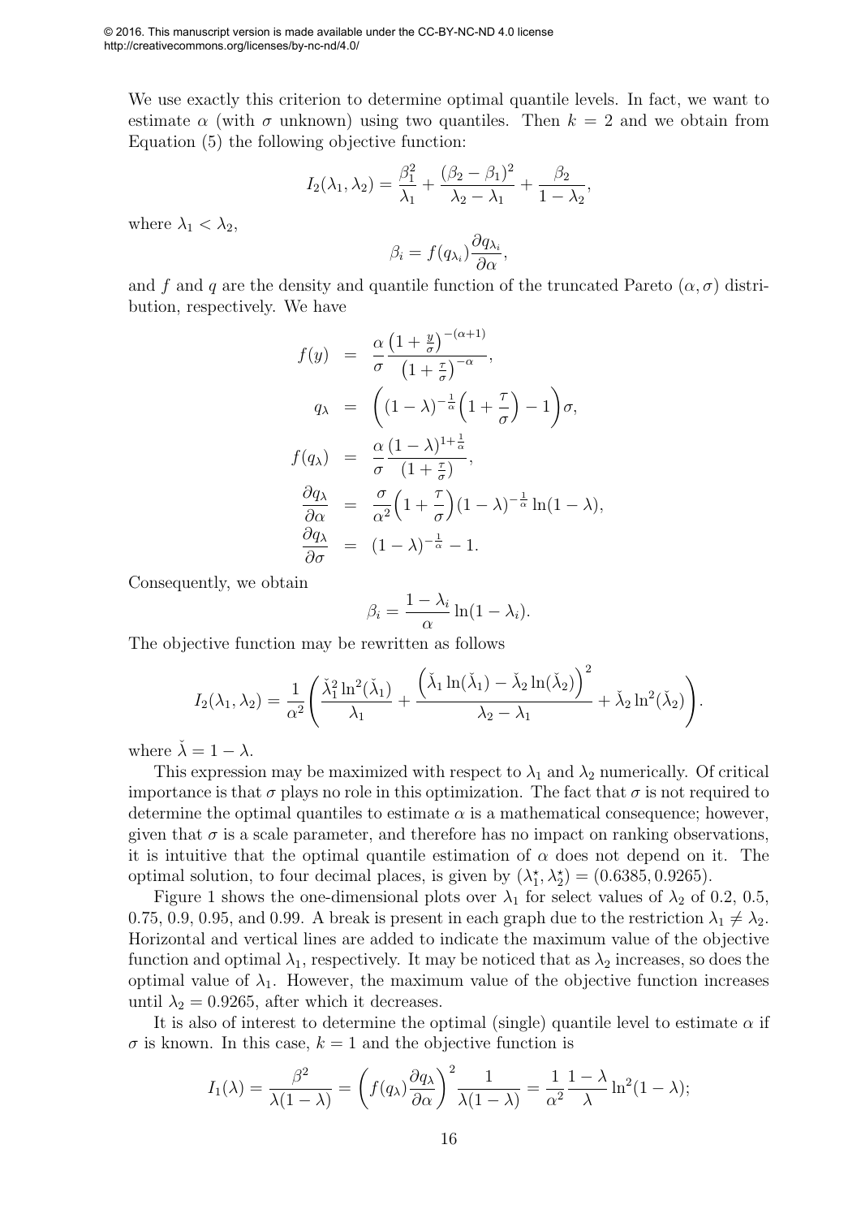We use exactly this criterion to determine optimal quantile levels. In fact, we want to estimate $\alpha$ (with $\sigma$ unknown) using two quantiles. Then $k = 2$ and we obtain from Equation (5) the following objective function:

$$I_2(\lambda_1, \lambda_2) = \frac{\beta_1^2}{\lambda_1} + \frac{(\beta_2 - \beta_1)^2}{\lambda_2 - \lambda_1} + \frac{\beta_2}{1 - \lambda_2},$$

where $\lambda_1 < \lambda_2$,

$$\beta_i = f(q_{\lambda_i}) \frac{\partial q_{\lambda_i}}{\partial \alpha},$$

and $f$ and $q$ are the density and quantile function of the truncated Pareto $(\alpha, \sigma)$ distribution, respectively. We have

$$\begin{aligned}
f(y) &= \frac{\alpha}{\sigma} \frac{\left(1 + \frac{y}{\sigma}\right)^{-(\alpha+1)}}{\left(1 + \frac{\tau}{\sigma}\right)^{-\alpha}}, \\
q_\lambda &= \left((1-\lambda)^{-\frac{1}{\alpha}}\left(1 + \frac{\tau}{\sigma}\right) - 1\right)\sigma, \\
f(q_\lambda) &= \frac{\alpha}{\sigma} \frac{(1-\lambda)^{1+\frac{1}{\alpha}}}{\left(1 + \frac{\tau}{\sigma}\right)}, \\
\frac{\partial q_\lambda}{\partial \alpha} &= \frac{\sigma}{\alpha^2}\left(1 + \frac{\tau}{\sigma}\right)(1-\lambda)^{-\frac{1}{\alpha}} \ln(1-\lambda), \\
\frac{\partial q_\lambda}{\partial \sigma} &= (1-\lambda)^{-\frac{1}{\alpha}} - 1.
\end{aligned}$$

Consequently, we obtain

$$\beta_i = \frac{1 - \lambda_i}{\alpha} \ln(1 - \lambda_i).$$

The objective function may be rewritten as follows

$$I_2(\lambda_1, \lambda_2) = \frac{1}{\alpha^2}\left(\frac{\check{\lambda}_1^2 \ln^2(\check{\lambda}_1)}{\lambda_1} + \frac{\left(\check{\lambda}_1 \ln(\check{\lambda}_1) - \check{\lambda}_2 \ln(\check{\lambda}_2)\right)^2}{\lambda_2 - \lambda_1} + \check{\lambda}_2 \ln^2(\check{\lambda}_2)\right).$$

where $\check{\lambda} = 1 - \lambda$.

This expression may be maximized with respect to $\lambda_1$ and $\lambda_2$ numerically. Of critical importance is that $\sigma$ plays no role in this optimization. The fact that $\sigma$ is not required to determine the optimal quantiles to estimate $\alpha$ is a mathematical consequence; however, given that $\sigma$ is a scale parameter, and therefore has no impact on ranking observations, it is intuitive that the optimal quantile estimation of $\alpha$ does not depend on it. The optimal solution, to four decimal places, is given by $(\lambda_1^\star, \lambda_2^\star) = (0.6385, 0.9265)$.

Figure 1 shows the one-dimensional plots over $\lambda_1$ for select values of $\lambda_2$ of 0.2, 0.5, 0.75, 0.9, 0.95, and 0.99. A break is present in each graph due to the restriction $\lambda_1 \neq \lambda_2$. Horizontal and vertical lines are added to indicate the maximum value of the objective function and optimal $\lambda_1$, respectively. It may be noticed that as $\lambda_2$ increases, so does the optimal value of $\lambda_1$. However, the maximum value of the objective function increases until $\lambda_2 = 0.9265$, after which it decreases.

It is also of interest to determine the optimal (single) quantile level to estimate $\alpha$ if $\sigma$ is known. In this case, $k = 1$ and the objective function is

$$I_1(\lambda) = \frac{\beta^2}{\lambda(1-\lambda)} = \left(f(q_\lambda)\frac{\partial q_\lambda}{\partial \alpha}\right)^2 \frac{1}{\lambda(1-\lambda)} = \frac{1}{\alpha^2}\frac{1-\lambda}{\lambda}\ln^2(1-\lambda);$$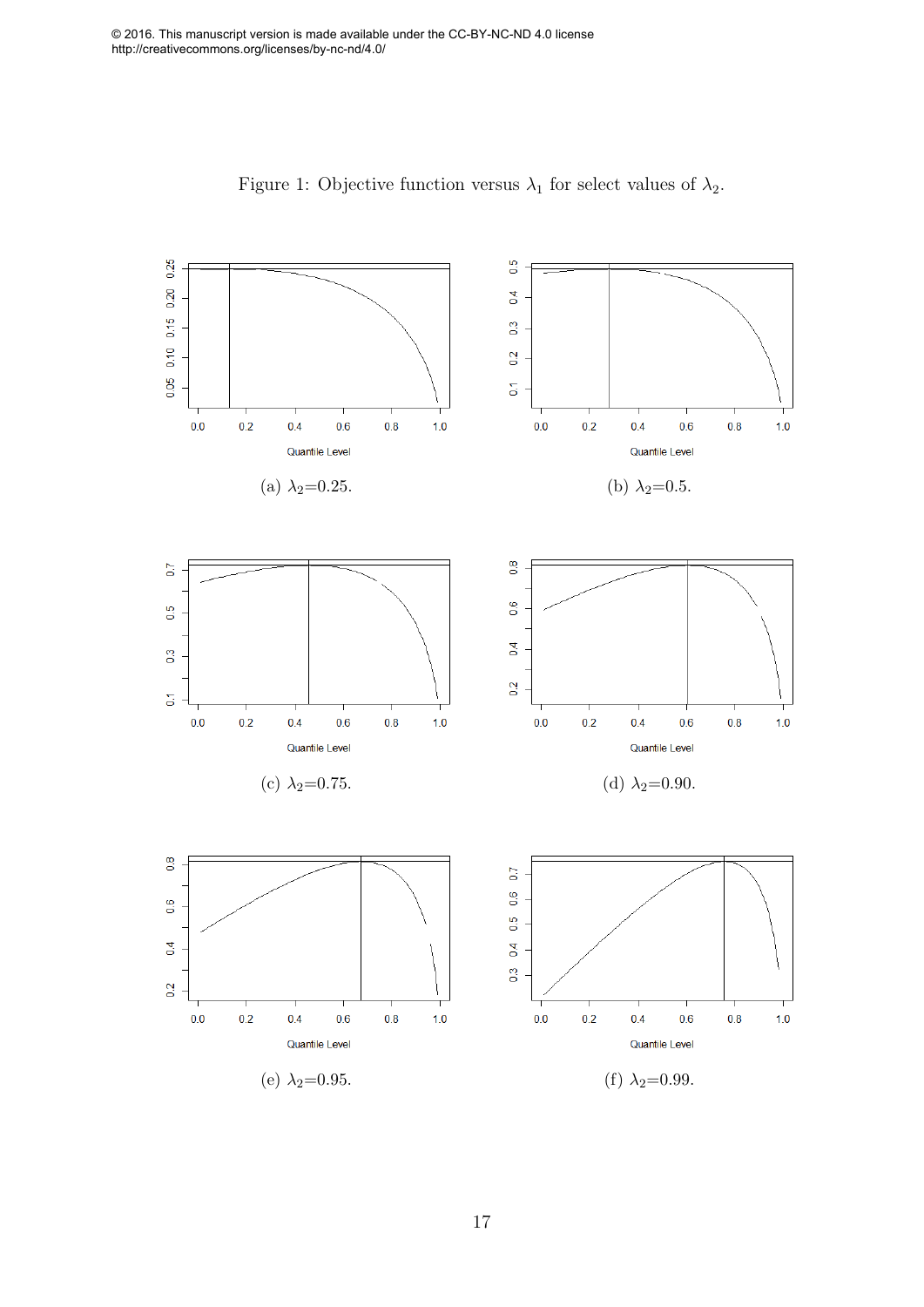Figure 1: Objective function versus $\lambda_1$ for select values of $\lambda_2$.

(a) $\lambda_2$=0.25.

(b) $\lambda_2$=0.5.

(c) $\lambda_2$=0.75.

(d) $\lambda_2$=0.90.

(e) $\lambda_2$=0.95.

(f) $\lambda_2$=0.99.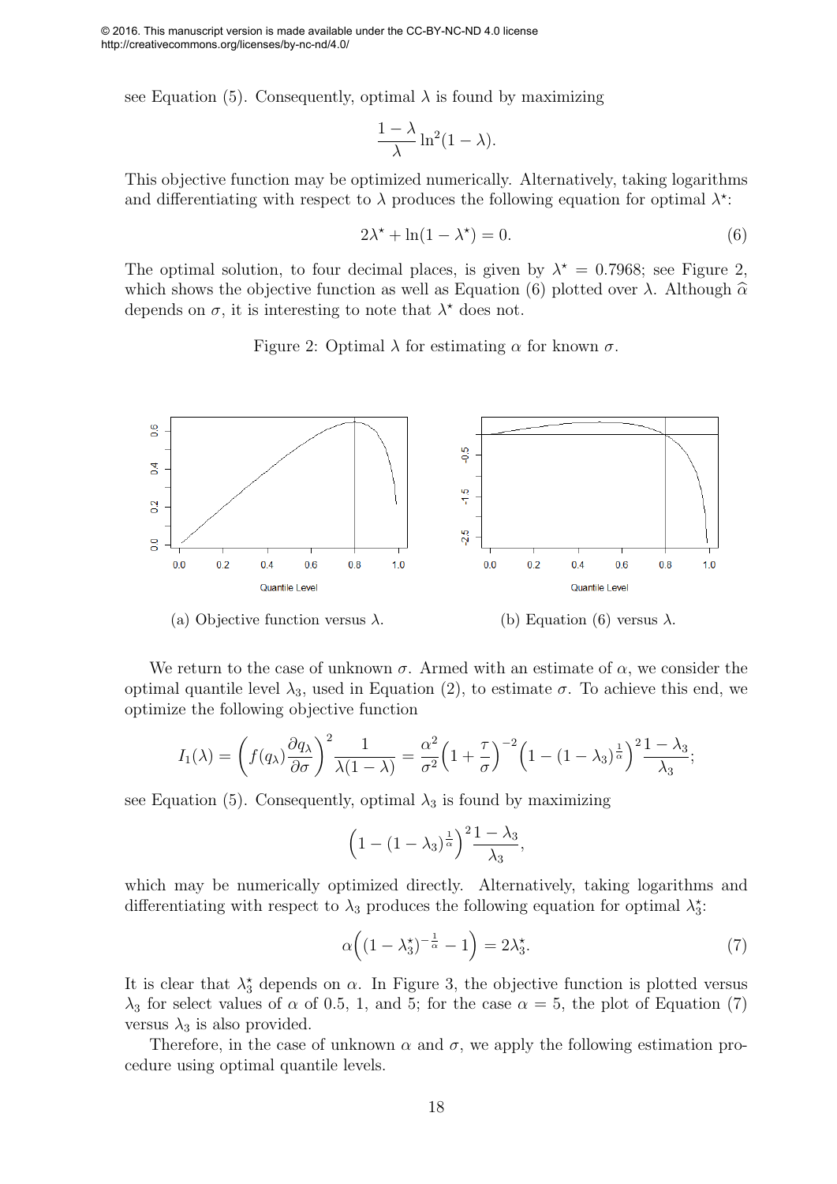see Equation (5). Consequently, optimal $\lambda$ is found by maximizing

$$\frac{1-\lambda}{\lambda}\ln^2(1-\lambda).$$

This objective function may be optimized numerically. Alternatively, taking logarithms and differentiating with respect to $\lambda$ produces the following equation for optimal $\lambda^\star$:

$$2\lambda^\star + \ln(1-\lambda^\star) = 0. \tag{6}$$

The optimal solution, to four decimal places, is given by $\lambda^\star = 0.7968$; see Figure 2, which shows the objective function as well as Equation (6) plotted over $\lambda$. Although $\widehat{\alpha}$ depends on $\sigma$, it is interesting to note that $\lambda^\star$ does not.

Figure 2: Optimal $\lambda$ for estimating $\alpha$ for known $\sigma$.

(a) Objective function versus $\lambda$.

(b) Equation (6) versus $\lambda$.

We return to the case of unknown $\sigma$. Armed with an estimate of $\alpha$, we consider the optimal quantile level $\lambda_3$, used in Equation (2), to estimate $\sigma$. To achieve this end, we optimize the following objective function

$$I_1(\lambda) = \left(f(q_\lambda)\frac{\partial q_\lambda}{\partial \sigma}\right)^2 \frac{1}{\lambda(1-\lambda)} = \frac{\alpha^2}{\sigma^2}\left(1+\frac{\tau}{\sigma}\right)^{-2}\left(1-(1-\lambda_3)^{\frac{1}{\alpha}}\right)^2\frac{1-\lambda_3}{\lambda_3};$$

see Equation (5). Consequently, optimal $\lambda_3$ is found by maximizing

$$\left(1-(1-\lambda_3)^{\frac{1}{\alpha}}\right)^2\frac{1-\lambda_3}{\lambda_3},$$

which may be numerically optimized directly. Alternatively, taking logarithms and differentiating with respect to $\lambda_3$ produces the following equation for optimal $\lambda_3^\star$:

$$\alpha\left((1-\lambda_3^\star)^{-\frac{1}{\alpha}}-1\right) = 2\lambda_3^\star. \tag{7}$$

It is clear that $\lambda_3^\star$ depends on $\alpha$. In Figure 3, the objective function is plotted versus $\lambda_3$ for select values of $\alpha$ of 0.5, 1, and 5; for the case $\alpha = 5$, the plot of Equation (7) versus $\lambda_3$ is also provided.

Therefore, in the case of unknown $\alpha$ and $\sigma$, we apply the following estimation procedure using optimal quantile levels.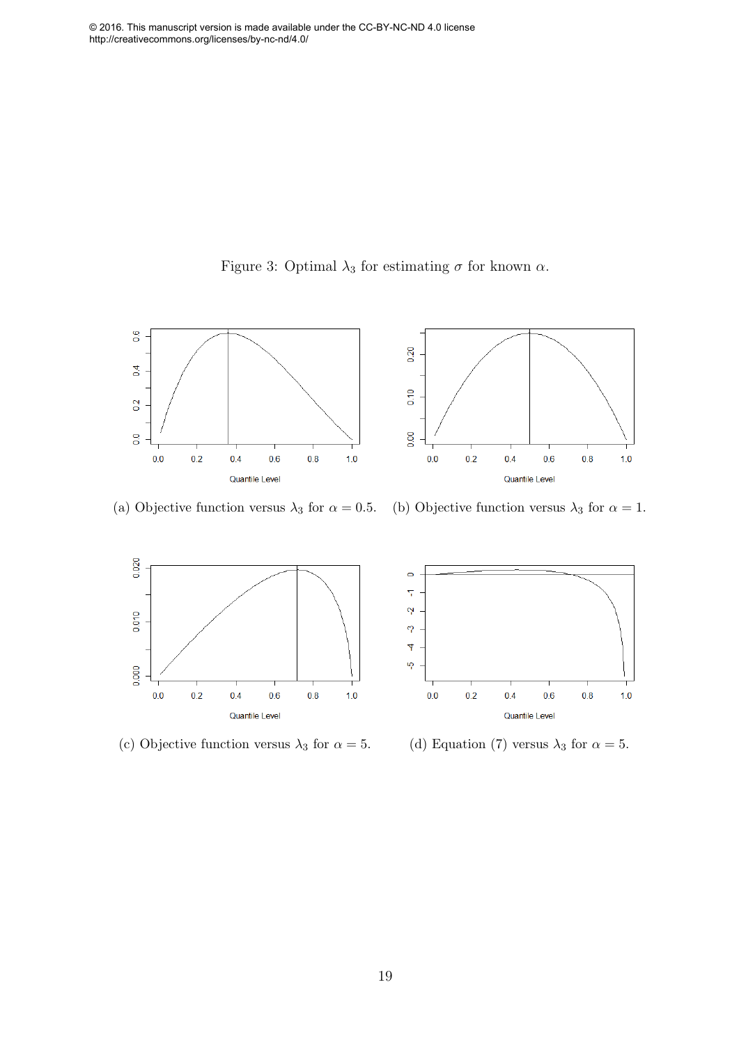Figure 3: Optimal $\lambda_3$ for estimating $\sigma$ for known $\alpha$.

(a) Objective function versus $\lambda_3$ for $\alpha = 0.5$.

(b) Objective function versus $\lambda_3$ for $\alpha = 1$.

(c) Objective function versus $\lambda_3$ for $\alpha = 5$.

(d) Equation (7) versus $\lambda_3$ for $\alpha = 5$.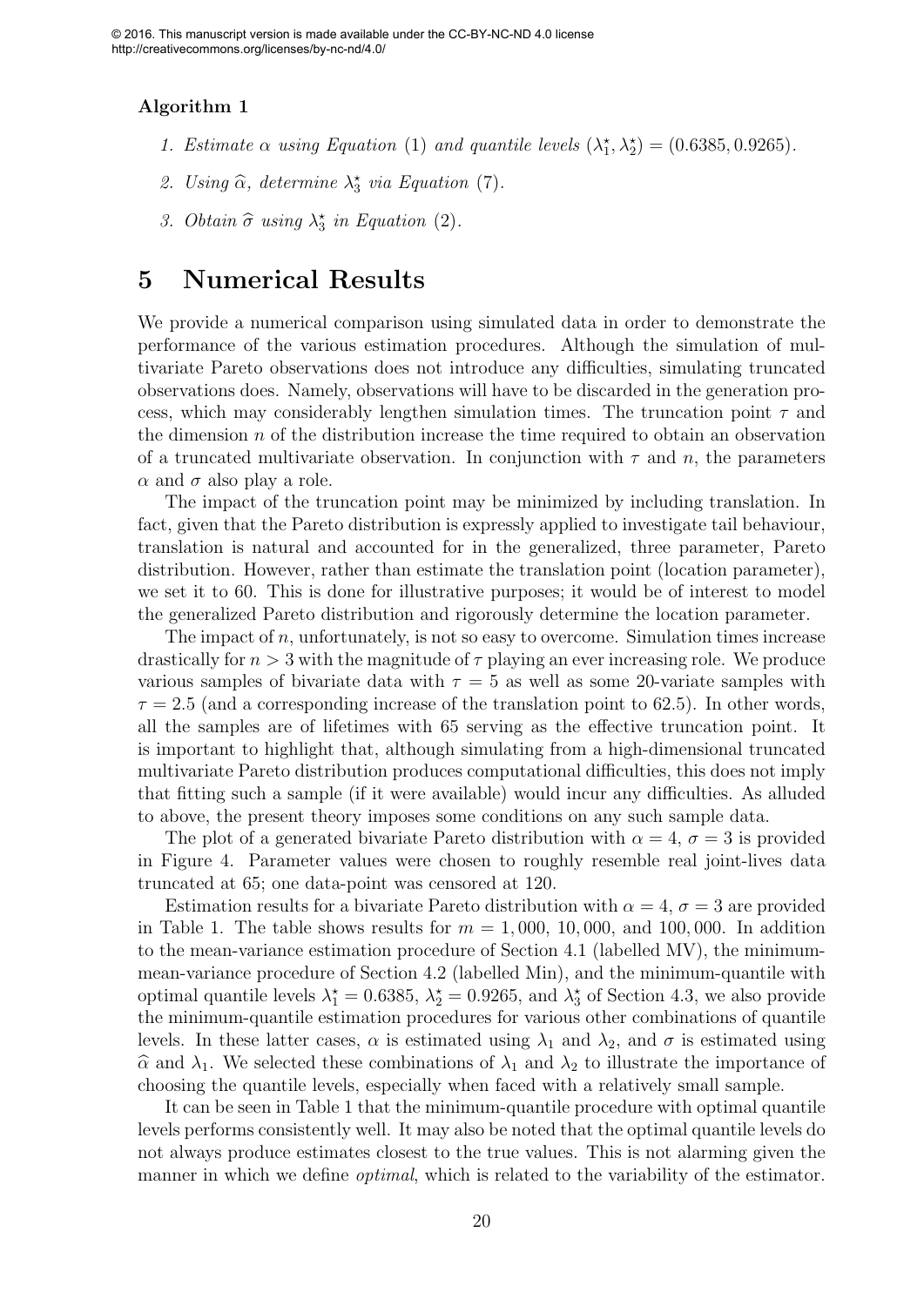**Algorithm 1**

1. *Estimate* $\alpha$ *using Equation* (1) *and quantile levels* $(\lambda_1^\star, \lambda_2^\star) = (0.6385, 0.9265)$.
2. *Using* $\widehat{\alpha}$, *determine* $\lambda_3^\star$ *via Equation* (7).
3. *Obtain* $\widehat{\sigma}$ *using* $\lambda_3^\star$ *in Equation* (2).

# 5 Numerical Results

We provide a numerical comparison using simulated data in order to demonstrate the performance of the various estimation procedures. Although the simulation of multivariate Pareto observations does not introduce any difficulties, simulating truncated observations does. Namely, observations will have to be discarded in the generation process, which may considerably lengthen simulation times. The truncation point $\tau$ and the dimension $n$ of the distribution increase the time required to obtain an observation of a truncated multivariate observation. In conjunction with $\tau$ and $n$, the parameters $\alpha$ and $\sigma$ also play a role.

The impact of the truncation point may be minimized by including translation. In fact, given that the Pareto distribution is expressly applied to investigate tail behaviour, translation is natural and accounted for in the generalized, three parameter, Pareto distribution. However, rather than estimate the translation point (location parameter), we set it to 60. This is done for illustrative purposes; it would be of interest to model the generalized Pareto distribution and rigorously determine the location parameter.

The impact of $n$, unfortunately, is not so easy to overcome. Simulation times increase drastically for $n > 3$ with the magnitude of $\tau$ playing an ever increasing role. We produce various samples of bivariate data with $\tau = 5$ as well as some 20-variate samples with $\tau = 2.5$ (and a corresponding increase of the translation point to 62.5). In other words, all the samples are of lifetimes with 65 serving as the effective truncation point. It is important to highlight that, although simulating from a high-dimensional truncated multivariate Pareto distribution produces computational difficulties, this does not imply that fitting such a sample (if it were available) would incur any difficulties. As alluded to above, the present theory imposes some conditions on any such sample data.

The plot of a generated bivariate Pareto distribution with $\alpha = 4$, $\sigma = 3$ is provided in Figure 4. Parameter values were chosen to roughly resemble real joint-lives data truncated at 65; one data-point was censored at 120.

Estimation results for a bivariate Pareto distribution with $\alpha = 4$, $\sigma = 3$ are provided in Table 1. The table shows results for $m = 1,000$, $10,000$, and $100,000$. In addition to the mean-variance estimation procedure of Section 4.1 (labelled MV), the minimum-mean-variance procedure of Section 4.2 (labelled Min), and the minimum-quantile with optimal quantile levels $\lambda_1^\star = 0.6385$, $\lambda_2^\star = 0.9265$, and $\lambda_3^\star$ of Section 4.3, we also provide the minimum-quantile estimation procedures for various other combinations of quantile levels. In these latter cases, $\alpha$ is estimated using $\lambda_1$ and $\lambda_2$, and $\sigma$ is estimated using $\widehat{\alpha}$ and $\lambda_1$. We selected these combinations of $\lambda_1$ and $\lambda_2$ to illustrate the importance of choosing the quantile levels, especially when faced with a relatively small sample.

It can be seen in Table 1 that the minimum-quantile procedure with optimal quantile levels performs consistently well. It may also be noted that the optimal quantile levels do not always produce estimates closest to the true values. This is not alarming given the manner in which we define *optimal*, which is related to the variability of the estimator.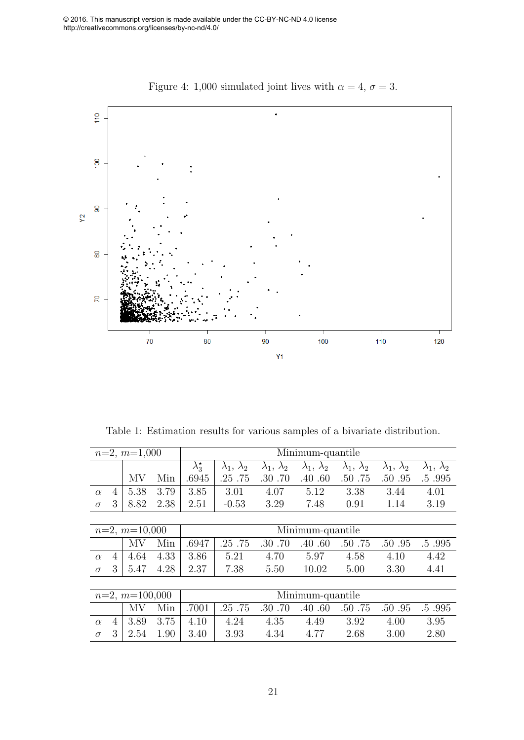© 2016. This manuscript version is made available under the CC-BY-NC-ND 4.0 license http://creativecommons.org/licenses/by-nc-nd/4.0/

Figure 4: 1,000 simulated joint lives with $\alpha = 4$, $\sigma = 3$.

Table 1: Estimation results for various samples of a bivariate distribution.

| $n$=2, $m$=1,000 | | | | Minimum-quantile | | | | | | |
|---|---|---|---|---|---|---|---|---|---|---|
| | | | | $\lambda_3^\star$ | $\lambda_1$, $\lambda_2$ | $\lambda_1$, $\lambda_2$ | $\lambda_1$, $\lambda_2$ | $\lambda_1$, $\lambda_2$ | $\lambda_1$, $\lambda_2$ | $\lambda_1$, $\lambda_2$ |
| | | MV | Min | .6945 | .25 .75 | .30 .70 | .40 .60 | .50 .75 | .50 .95 | .5 .995 |
| $\alpha$ | 4 | 5.38 | 3.79 | 3.85 | 3.01 | 4.07 | 5.12 | 3.38 | 3.44 | 4.01 |
| $\sigma$ | 3 | 8.82 | 2.38 | 2.51 | -0.53 | 3.29 | 7.48 | 0.91 | 1.14 | 3.19 |

| $n$=2, $m$=10,000 | | | | Minimum-quantile | | | | | | |
|---|---|---|---|---|---|---|---|---|---|---|
| | | MV | Min | .6947 | .25 .75 | .30 .70 | .40 .60 | .50 .75 | .50 .95 | .5 .995 |
| $\alpha$ | 4 | 4.64 | 4.33 | 3.86 | 5.21 | 4.70 | 5.97 | 4.58 | 4.10 | 4.42 |
| $\sigma$ | 3 | 5.47 | 4.28 | 2.37 | 7.38 | 5.50 | 10.02 | 5.00 | 3.30 | 4.41 |

| $n$=2, $m$=100,000 | | | | Minimum-quantile | | | | | | |
|---|---|---|---|---|---|---|---|---|---|---|
| | | MV | Min | .7001 | .25 .75 | .30 .70 | .40 .60 | .50 .75 | .50 .95 | .5 .995 |
| $\alpha$ | 4 | 3.89 | 3.75 | 4.10 | 4.24 | 4.35 | 4.49 | 3.92 | 4.00 | 3.95 |
| $\sigma$ | 3 | 2.54 | 1.90 | 3.40 | 3.93 | 4.34 | 4.77 | 2.68 | 3.00 | 2.80 |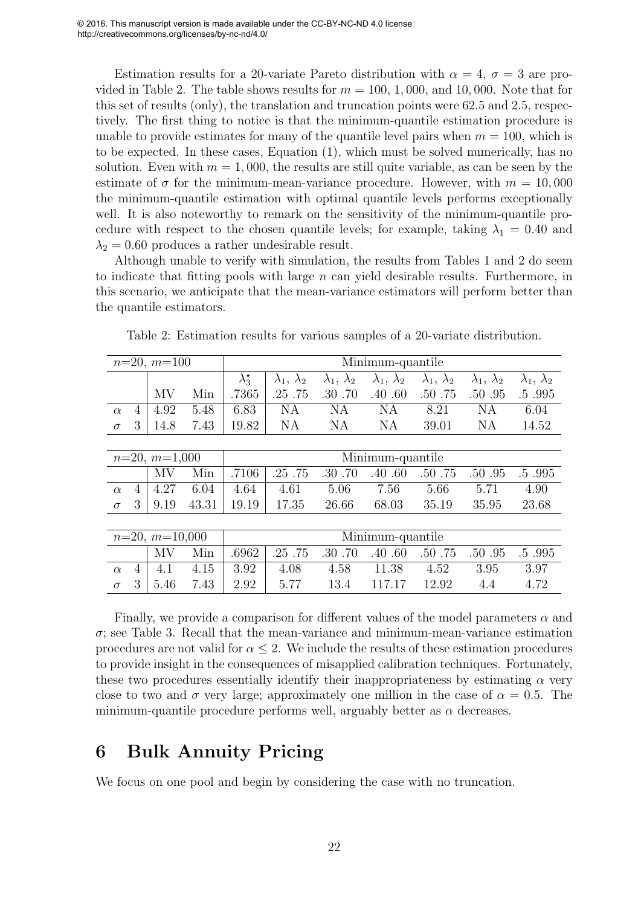Estimation results for a 20-variate Pareto distribution with $\alpha = 4$, $\sigma = 3$ are provided in Table 2. The table shows results for $m = 100$, $1,000$, and $10,000$. Note that for this set of results (only), the translation and truncation points were 62.5 and 2.5, respectively. The first thing to notice is that the minimum-quantile estimation procedure is unable to provide estimates for many of the quantile level pairs when $m = 100$, which is to be expected. In these cases, Equation (1), which must be solved numerically, has no solution. Even with $m = 1,000$, the results are still quite variable, as can be seen by the estimate of $\sigma$ for the minimum-mean-variance procedure. However, with $m = 10,000$ the minimum-quantile estimation with optimal quantile levels performs exceptionally well. It is also noteworthy to remark on the sensitivity of the minimum-quantile procedure with respect to the chosen quantile levels; for example, taking $\lambda_1 = 0.40$ and $\lambda_2 = 0.60$ produces a rather undesirable result.

Although unable to verify with simulation, the results from Tables 1 and 2 do seem to indicate that fitting pools with large $n$ can yield desirable results. Furthermore, in this scenario, we anticipate that the mean-variance estimators will perform better than the quantile estimators.

Table 2: Estimation results for various samples of a 20-variate distribution.

| $n$=20, $m$=100 | | | | Minimum-quantile | | | | | | |
|---|---|---|---|---|---|---|---|---|---|---|
| | | | | $\lambda_3^\star$ | $\lambda_1$, $\lambda_2$ | $\lambda_1$, $\lambda_2$ | $\lambda_1$, $\lambda_2$ | $\lambda_1$, $\lambda_2$ | $\lambda_1$, $\lambda_2$ | $\lambda_1$, $\lambda_2$ |
| | | MV | Min | .7365 | .25 .75 | .30 .70 | .40 .60 | .50 .75 | .50 .95 | .5 .995 |
| $\alpha$ | 4 | 4.92 | 5.48 | 6.83 | NA | NA | NA | 8.21 | NA | 6.04 |
| $\sigma$ | 3 | 14.8 | 7.43 | 19.82 | NA | NA | NA | 39.01 | NA | 14.52 |

| $n$=20, $m$=1,000 | | | | Minimum-quantile | | | | | | |
|---|---|---|---|---|---|---|---|---|---|---|
| | | MV | Min | .7106 | .25 .75 | .30 .70 | .40 .60 | .50 .75 | .50 .95 | .5 .995 |
| $\alpha$ | 4 | 4.27 | 6.04 | 4.64 | 4.61 | 5.06 | 7.56 | 5.66 | 5.71 | 4.90 |
| $\sigma$ | 3 | 9.19 | 43.31 | 19.19 | 17.35 | 26.66 | 68.03 | 35.19 | 35.95 | 23.68 |

| $n$=20, $m$=10,000 | | | | Minimum-quantile | | | | | | |
|---|---|---|---|---|---|---|---|---|---|---|
| | | MV | Min | .6962 | .25 .75 | .30 .70 | .40 .60 | .50 .75 | .50 .95 | .5 .995 |
| $\alpha$ | 4 | 4.1 | 4.15 | 3.92 | 4.08 | 4.58 | 11.38 | 4.52 | 3.95 | 3.97 |
| $\sigma$ | 3 | 5.46 | 7.43 | 2.92 | 5.77 | 13.4 | 117.17 | 12.92 | 4.4 | 4.72 |

Finally, we provide a comparison for different values of the model parameters $\alpha$ and $\sigma$; see Table 3. Recall that the mean-variance and minimum-mean-variance estimation procedures are not valid for $\alpha \leq 2$. We include the results of these estimation procedures to provide insight in the consequences of misapplied calibration techniques. Fortunately, these two procedures essentially identify their inappropriateness by estimating $\alpha$ very close to two and $\sigma$ very large; approximately one million in the case of $\alpha = 0.5$. The minimum-quantile procedure performs well, arguably better as $\alpha$ decreases.

# 6 Bulk Annuity Pricing

We focus on one pool and begin by considering the case with no truncation.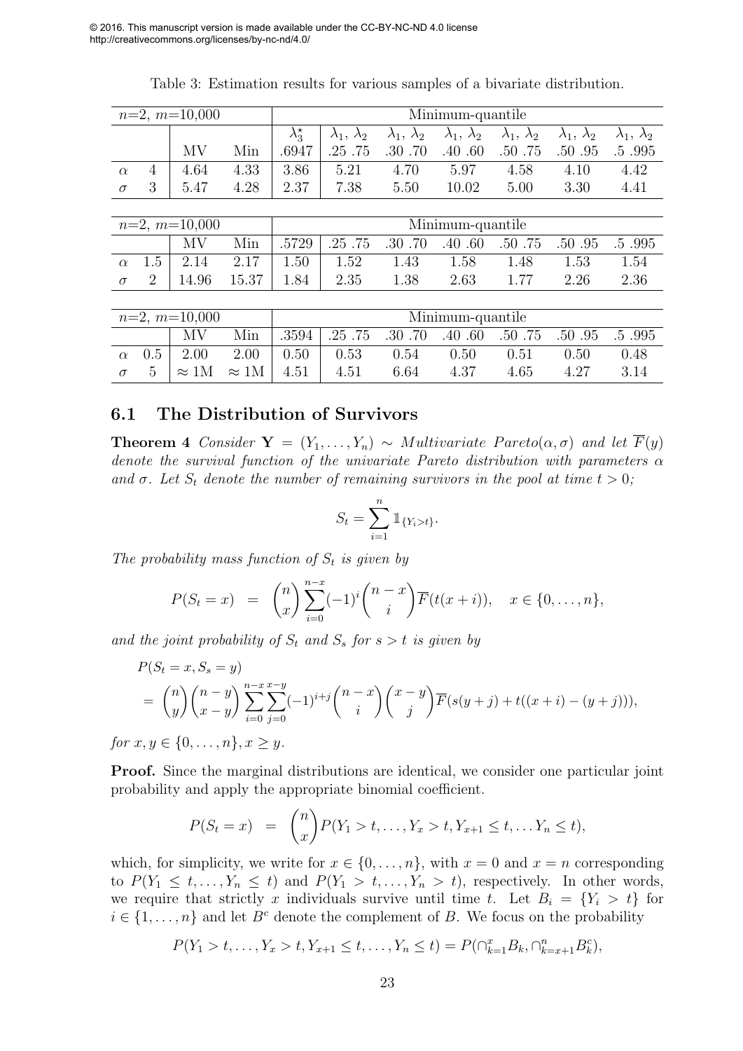© 2016. This manuscript version is made available under the CC-BY-NC-ND 4.0 license http://creativecommons.org/licenses/by-nc-nd/4.0/

Table 3: Estimation results for various samples of a bivariate distribution.

| $n$=2, $m$=10,000 | | | | Minimum-quantile | | | | | | |
|---|---|---|---|---|---|---|---|---|---|---|
| | | | | $\lambda_3^\star$ | $\lambda_1$, $\lambda_2$ | $\lambda_1$, $\lambda_2$ | $\lambda_1$, $\lambda_2$ | $\lambda_1$, $\lambda_2$ | $\lambda_1$, $\lambda_2$ | $\lambda_1$, $\lambda_2$ |
| | | MV | Min | .6947 | .25 .75 | .30 .70 | .40 .60 | .50 .75 | .50 .95 | .5 .995 |
| $\alpha$ | 4 | 4.64 | 4.33 | 3.86 | 5.21 | 4.70 | 5.97 | 4.58 | 4.10 | 4.42 |
| $\sigma$ | 3 | 5.47 | 4.28 | 2.37 | 7.38 | 5.50 | 10.02 | 5.00 | 3.30 | 4.41 |

| $n$=2, $m$=10,000 | | | | Minimum-quantile | | | | | | |
|---|---|---|---|---|---|---|---|---|---|---|
| | | MV | Min | .5729 | .25 .75 | .30 .70 | .40 .60 | .50 .75 | .50 .95 | .5 .995 |
| $\alpha$ | 1.5 | 2.14 | 2.17 | 1.50 | 1.52 | 1.43 | 1.58 | 1.48 | 1.53 | 1.54 |
| $\sigma$ | 2 | 14.96 | 15.37 | 1.84 | 2.35 | 1.38 | 2.63 | 1.77 | 2.26 | 2.36 |

| $n$=2, $m$=10,000 | | | | Minimum-quantile | | | | | | |
|---|---|---|---|---|---|---|---|---|---|---|
| | | MV | Min | .3594 | .25 .75 | .30 .70 | .40 .60 | .50 .75 | .50 .95 | .5 .995 |
| $\alpha$ | 0.5 | 2.00 | 2.00 | 0.50 | 0.53 | 0.54 | 0.50 | 0.51 | 0.50 | 0.48 |
| $\sigma$ | 5 | $\approx$ 1M | $\approx$ 1M | 4.51 | 4.51 | 6.64 | 4.37 | 4.65 | 4.27 | 3.14 |

## 6.1 The Distribution of Survivors

**Theorem 4** *Consider $\mathbf{Y} = (Y_1, \ldots, Y_n) \sim$ Multivariate Pareto$(\alpha, \sigma)$ and let $\overline{F}(y)$ denote the survival function of the univariate Pareto distribution with parameters $\alpha$ and $\sigma$. Let $S_t$ denote the number of remaining survivors in the pool at time $t > 0$;*

$$S_t = \sum_{i=1}^{n} \mathbb{1}_{\{Y_i > t\}}.$$

*The probability mass function of $S_t$ is given by*

$$P(S_t = x) \;=\; \binom{n}{x} \sum_{i=0}^{n-x} (-1)^i \binom{n-x}{i} \overline{F}(t(x+i)), \quad x \in \{0, \ldots, n\},$$

*and the joint probability of $S_t$ and $S_s$ for $s > t$ is given by*

$$\begin{aligned} & P(S_t = x, S_s = y) \\ &= \binom{n}{y}\binom{n-y}{x-y} \sum_{i=0}^{n-x}\sum_{j=0}^{x-y} (-1)^{i+j} \binom{n-x}{i}\binom{x-y}{j} \overline{F}(s(y+j) + t((x+i) - (y+j))), \end{aligned}$$

*for $x, y \in \{0, \ldots, n\}, x \geq y$.*

**Proof.** Since the marginal distributions are identical, we consider one particular joint probability and apply the appropriate binomial coefficient.

$$P(S_t = x) \;=\; \binom{n}{x} P(Y_1 > t, \ldots, Y_x > t, Y_{x+1} \leq t, \ldots Y_n \leq t),$$

which, for simplicity, we write for $x \in \{0, \ldots, n\}$, with $x = 0$ and $x = n$ corresponding to $P(Y_1 \leq t, \ldots, Y_n \leq t)$ and $P(Y_1 > t, \ldots, Y_n > t)$, respectively. In other words, we require that strictly $x$ individuals survive until time $t$. Let $B_i = \{Y_i > t\}$ for $i \in \{1, \ldots, n\}$ and let $B^c$ denote the complement of $B$. We focus on the probability

$$P(Y_1 > t, \ldots, Y_x > t, Y_{x+1} \leq t, \ldots, Y_n \leq t) = P(\cap_{k=1}^{x} B_k, \cap_{k=x+1}^{n} B_k^c),$$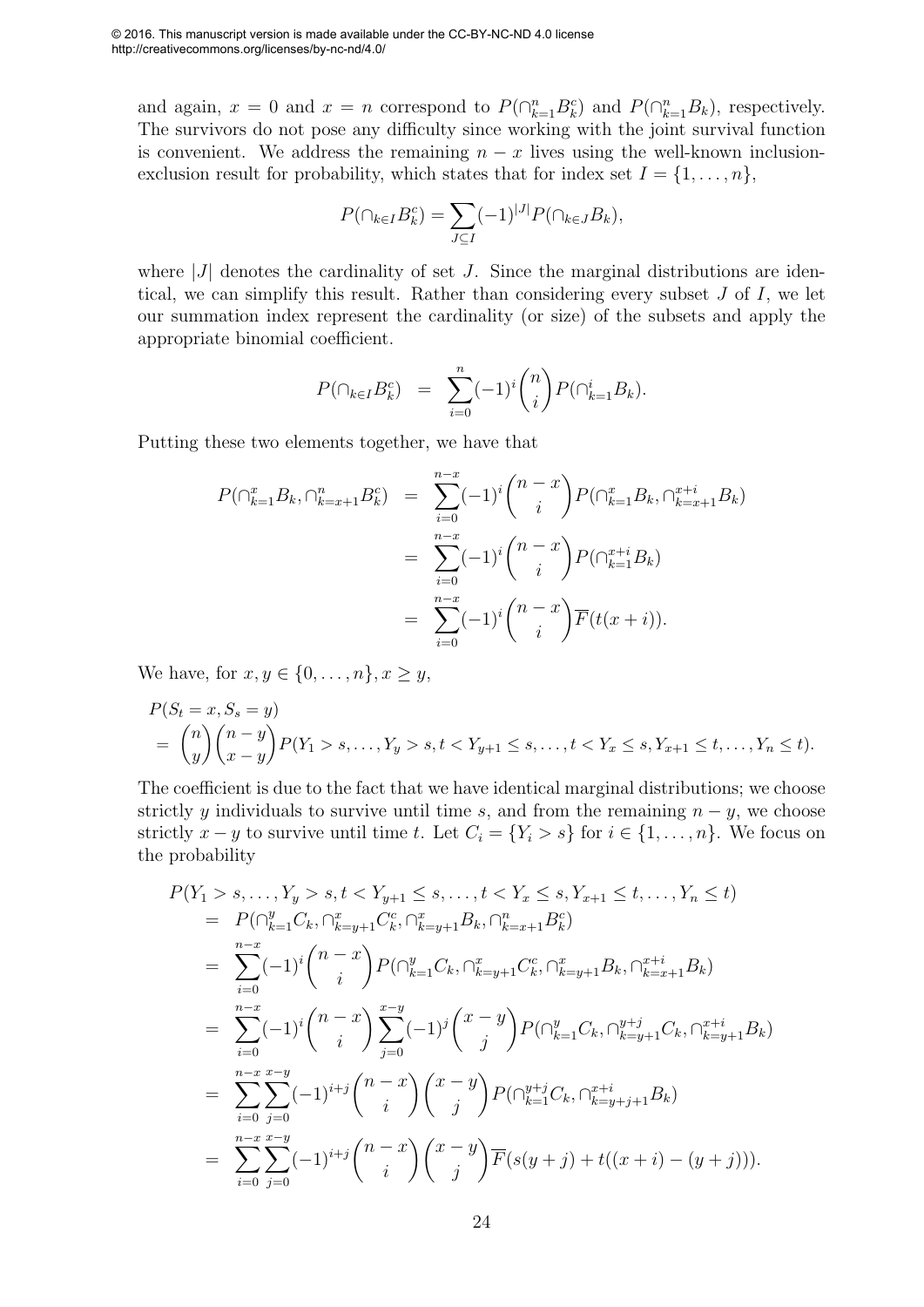and again, $x = 0$ and $x = n$ correspond to $P(\cap_{k=1}^n B_k^c)$ and $P(\cap_{k=1}^n B_k)$, respectively. The survivors do not pose any difficulty since working with the joint survival function is convenient. We address the remaining $n - x$ lives using the well-known inclusion-exclusion result for probability, which states that for index set $I = \{1, \ldots, n\}$,

$$P(\cap_{k\in I} B_k^c) = \sum_{J\subseteq I} (-1)^{|J|} P(\cap_{k\in J} B_k),$$

where $|J|$ denotes the cardinality of set $J$. Since the marginal distributions are identical, we can simplify this result. Rather than considering every subset $J$ of $I$, we let our summation index represent the cardinality (or size) of the subsets and apply the appropriate binomial coefficient.

$$P(\cap_{k\in I} B_k^c) = \sum_{i=0}^{n} (-1)^i \binom{n}{i} P(\cap_{k=1}^i B_k).$$

Putting these two elements together, we have that

$$\begin{aligned}
P(\cap_{k=1}^x B_k, \cap_{k=x+1}^n B_k^c) &= \sum_{i=0}^{n-x} (-1)^i \binom{n-x}{i} P(\cap_{k=1}^x B_k, \cap_{k=x+1}^{x+i} B_k) \\
&= \sum_{i=0}^{n-x} (-1)^i \binom{n-x}{i} P(\cap_{k=1}^{x+i} B_k) \\
&= \sum_{i=0}^{n-x} (-1)^i \binom{n-x}{i} \overline{F}(t(x+i)).
\end{aligned}$$

We have, for $x, y \in \{0, \ldots, n\}, x \geq y$,

$$\begin{aligned}
&P(S_t = x, S_s = y) \\
&= \binom{n}{y}\binom{n-y}{x-y} P(Y_1 > s, \ldots, Y_y > s, t < Y_{y+1} \leq s, \ldots, t < Y_x \leq s, Y_{x+1} \leq t, \ldots, Y_n \leq t).
\end{aligned}$$

The coefficient is due to the fact that we have identical marginal distributions; we choose strictly $y$ individuals to survive until time $s$, and from the remaining $n - y$, we choose strictly $x - y$ to survive until time $t$. Let $C_i = \{Y_i > s\}$ for $i \in \{1, \ldots, n\}$. We focus on the probability

$$\begin{aligned}
&P(Y_1 > s, \ldots, Y_y > s, t < Y_{y+1} \leq s, \ldots, t < Y_x \leq s, Y_{x+1} \leq t, \ldots, Y_n \leq t) \\
&= P(\cap_{k=1}^y C_k, \cap_{k=y+1}^x C_k^c, \cap_{k=y+1}^x B_k, \cap_{k=x+1}^n B_k^c) \\
&= \sum_{i=0}^{n-x} (-1)^i \binom{n-x}{i} P(\cap_{k=1}^y C_k, \cap_{k=y+1}^x C_k^c, \cap_{k=y+1}^x B_k, \cap_{k=x+1}^{x+i} B_k) \\
&= \sum_{i=0}^{n-x} (-1)^i \binom{n-x}{i} \sum_{j=0}^{x-y} (-1)^j \binom{x-y}{j} P(\cap_{k=1}^y C_k, \cap_{k=y+1}^{y+j} C_k, \cap_{k=y+1}^{x+i} B_k) \\
&= \sum_{i=0}^{n-x} \sum_{j=0}^{x-y} (-1)^{i+j} \binom{n-x}{i}\binom{x-y}{j} P(\cap_{k=1}^{y+j} C_k, \cap_{k=y+j+1}^{x+i} B_k) \\
&= \sum_{i=0}^{n-x} \sum_{j=0}^{x-y} (-1)^{i+j} \binom{n-x}{i}\binom{x-y}{j} \overline{F}(s(y+j) + t((x+i) - (y+j))).
\end{aligned}$$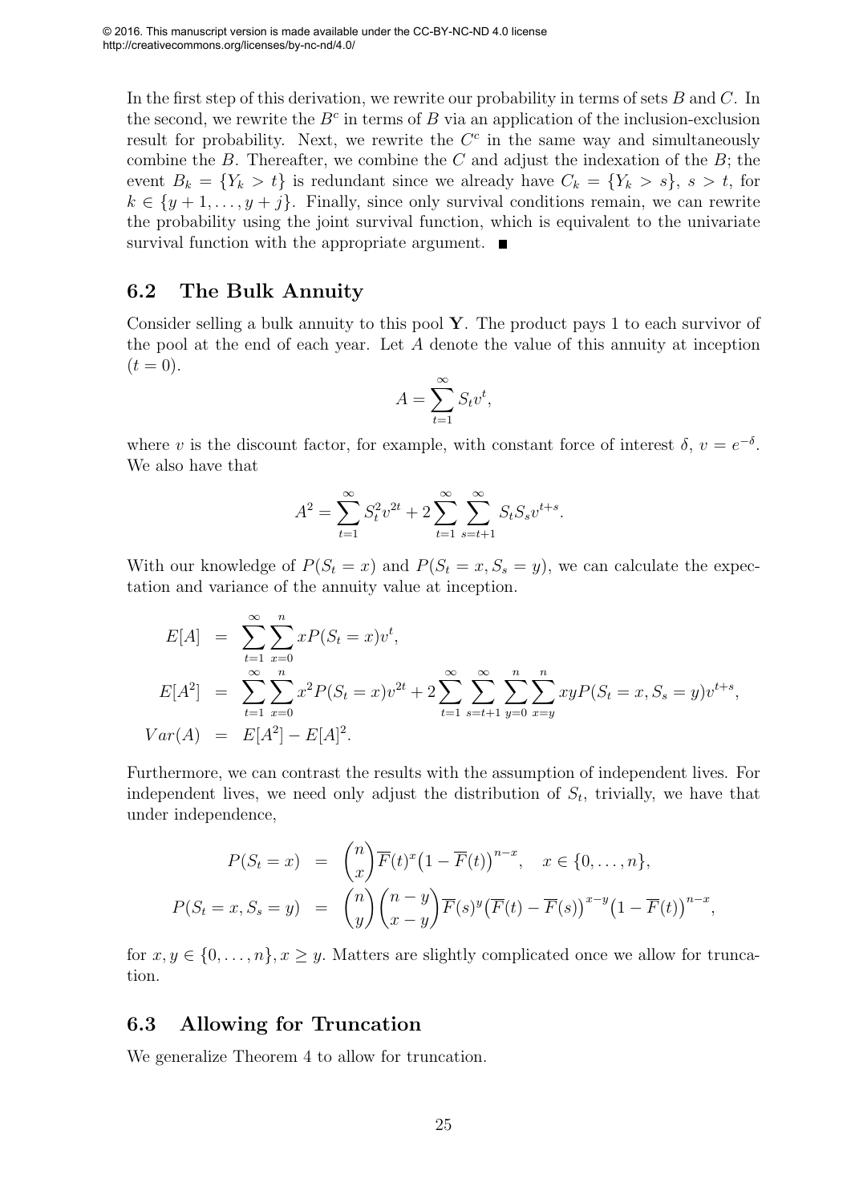In the first step of this derivation, we rewrite our probability in terms of sets $B$ and $C$. In the second, we rewrite the $B^c$ in terms of $B$ via an application of the inclusion-exclusion result for probability. Next, we rewrite the $C^c$ in the same way and simultaneously combine the $B$. Thereafter, we combine the $C$ and adjust the indexation of the $B$; the event $B_k = \{Y_k > t\}$ is redundant since we already have $C_k = \{Y_k > s\}$, $s > t$, for $k \in \{y+1, \ldots, y+j\}$. Finally, since only survival conditions remain, we can rewrite the probability using the joint survival function, which is equivalent to the univariate survival function with the appropriate argument. ■

## 6.2 The Bulk Annuity

Consider selling a bulk annuity to this pool $\mathbf{Y}$. The product pays 1 to each survivor of the pool at the end of each year. Let $A$ denote the value of this annuity at inception ($t = 0$).

$$A = \sum_{t=1}^{\infty} S_t v^t,$$

where $v$ is the discount factor, for example, with constant force of interest $\delta$, $v = e^{-\delta}$. We also have that

$$A^2 = \sum_{t=1}^{\infty} S_t^2 v^{2t} + 2 \sum_{t=1}^{\infty} \sum_{s=t+1}^{\infty} S_t S_s v^{t+s}.$$

With our knowledge of $P(S_t = x)$ and $P(S_t = x, S_s = y)$, we can calculate the expectation and variance of the annuity value at inception.

$$\begin{aligned}
E[A] &= \sum_{t=1}^{\infty} \sum_{x=0}^{n} x P(S_t = x) v^t, \\
E[A^2] &= \sum_{t=1}^{\infty} \sum_{x=0}^{n} x^2 P(S_t = x) v^{2t} + 2 \sum_{t=1}^{\infty} \sum_{s=t+1}^{\infty} \sum_{y=0}^{n} \sum_{x=y}^{n} xy P(S_t = x, S_s = y) v^{t+s}, \\
Var(A) &= E[A^2] - E[A]^2.
\end{aligned}$$

Furthermore, we can contrast the results with the assumption of independent lives. For independent lives, we need only adjust the distribution of $S_t$, trivially, we have that under independence,

$$\begin{aligned}
P(S_t = x) &= \binom{n}{x} \overline{F}(t)^x \big(1 - \overline{F}(t)\big)^{n-x}, \quad x \in \{0, \ldots, n\}, \\
P(S_t = x, S_s = y) &= \binom{n}{y} \binom{n-y}{x-y} \overline{F}(s)^y \big(\overline{F}(t) - \overline{F}(s)\big)^{x-y} \big(1 - \overline{F}(t)\big)^{n-x},
\end{aligned}$$

for $x, y \in \{0, \ldots, n\}, x \geq y$. Matters are slightly complicated once we allow for truncation.

## 6.3 Allowing for Truncation

We generalize Theorem 4 to allow for truncation.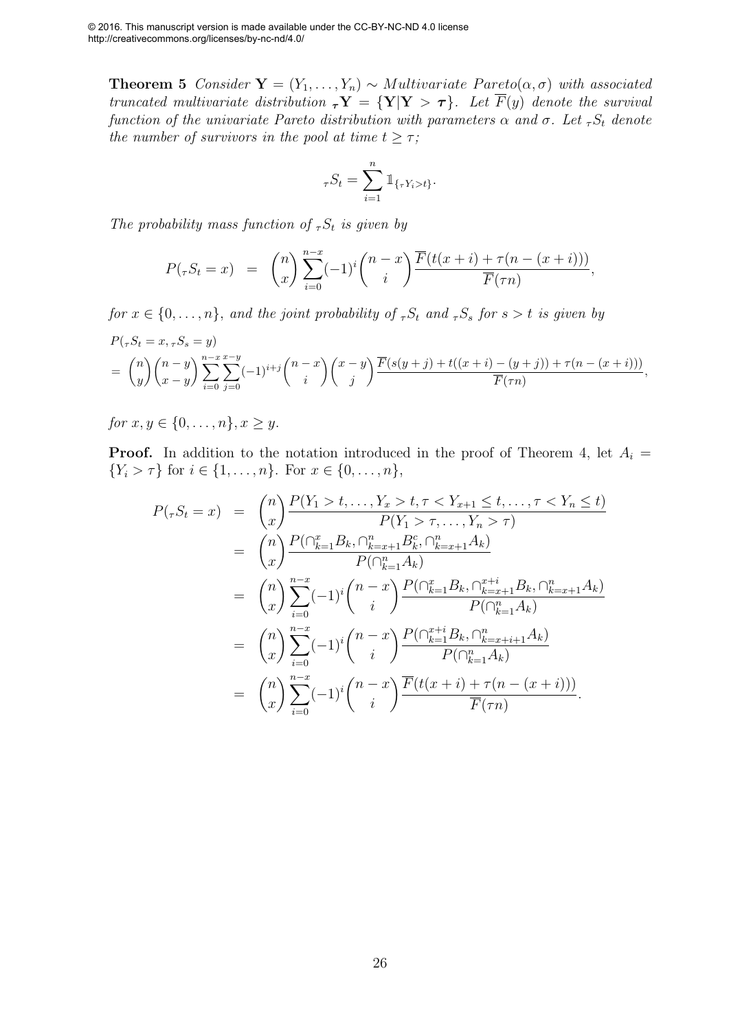**Theorem 5** *Consider $\mathbf{Y} = (Y_1, \ldots, Y_n) \sim$ Multivariate Pareto$(\alpha, \sigma)$ with associated truncated multivariate distribution ${}_{\boldsymbol{\tau}}\mathbf{Y} = \{\mathbf{Y} | \mathbf{Y} > \boldsymbol{\tau}\}$. Let $\overline{F}(y)$ denote the survival function of the univariate Pareto distribution with parameters $\alpha$ and $\sigma$. Let ${}_{\tau}S_t$ denote the number of survivors in the pool at time $t \geq \tau$;*

$$
{}_{\tau}S_t = \sum_{i=1}^{n} \mathbb{1}_{\{{}_{\tau}Y_i > t\}}.
$$

*The probability mass function of ${}_{\tau}S_t$ is given by*

$$
P({}_{\tau}S_t = x) = \binom{n}{x} \sum_{i=0}^{n-x} (-1)^i \binom{n-x}{i} \frac{\overline{F}(t(x+i) + \tau(n-(x+i)))}{\overline{F}(\tau n)},
$$

*for $x \in \{0, \ldots, n\}$, and the joint probability of ${}_{\tau}S_t$ and ${}_{\tau}S_s$ for $s > t$ is given by*

$$
\begin{aligned}
&P({}_{\tau}S_t = x, {}_{\tau}S_s = y) \\
&= \binom{n}{y}\binom{n-y}{x-y} \sum_{i=0}^{n-x} \sum_{j=0}^{x-y} (-1)^{i+j} \binom{n-x}{i} \binom{x-y}{j} \frac{\overline{F}(s(y+j) + t((x+i)-(y+j)) + \tau(n-(x+i)))}{\overline{F}(\tau n)},
\end{aligned}
$$

*for $x, y \in \{0, \ldots, n\}, x \geq y$.*

**Proof.** In addition to the notation introduced in the proof of Theorem 4, let $A_i = \{Y_i > \tau\}$ for $i \in \{1, \ldots, n\}$. For $x \in \{0, \ldots, n\}$,

$$
\begin{aligned}
P({}_{\tau}S_t = x) &= \binom{n}{x} \frac{P(Y_1 > t, \ldots, Y_x > t, \tau < Y_{x+1} \leq t, \ldots, \tau < Y_n \leq t)}{P(Y_1 > \tau, \ldots, Y_n > \tau)} \\
&= \binom{n}{x} \frac{P(\cap_{k=1}^{x} B_k, \cap_{k=x+1}^{n} B_k^c, \cap_{k=x+1}^{n} A_k)}{P(\cap_{k=1}^{n} A_k)} \\
&= \binom{n}{x} \sum_{i=0}^{n-x} (-1)^i \binom{n-x}{i} \frac{P(\cap_{k=1}^{x} B_k, \cap_{k=x+1}^{x+i} B_k, \cap_{k=x+1}^{n} A_k)}{P(\cap_{k=1}^{n} A_k)} \\
&= \binom{n}{x} \sum_{i=0}^{n-x} (-1)^i \binom{n-x}{i} \frac{P(\cap_{k=1}^{x+i} B_k, \cap_{k=x+i+1}^{n} A_k)}{P(\cap_{k=1}^{n} A_k)} \\
&= \binom{n}{x} \sum_{i=0}^{n-x} (-1)^i \binom{n-x}{i} \frac{\overline{F}(t(x+i) + \tau(n-(x+i)))}{\overline{F}(\tau n)}.
\end{aligned}
$$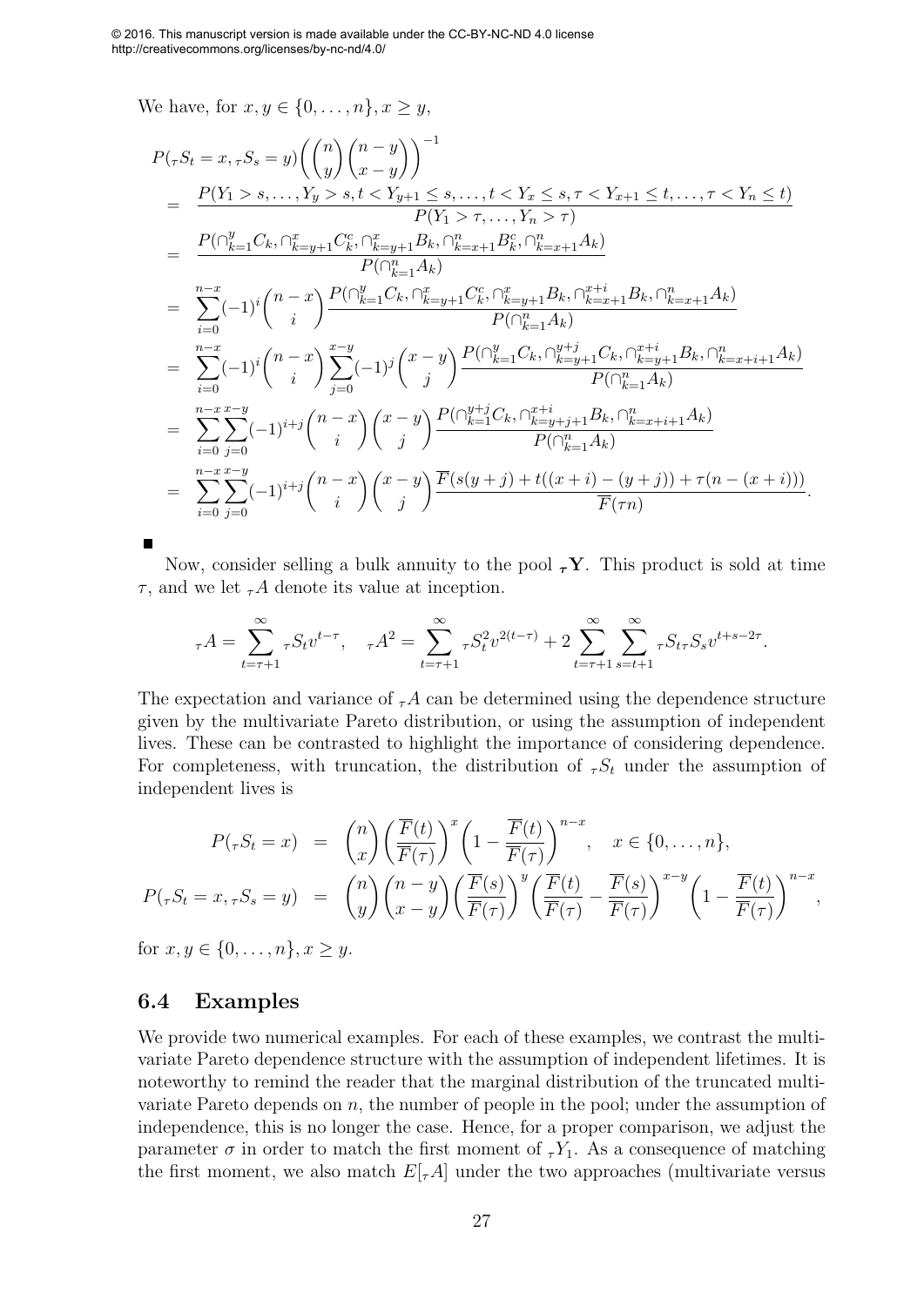We have, for $x, y \in \{0, \ldots, n\}, x \geq y$,

$$
\begin{aligned}
& P({}_\tau S_t = x, {}_\tau S_s = y)\left(\binom{n}{y}\binom{n-y}{x-y}\right)^{-1} \\
= & \frac{P(Y_1 > s, \ldots, Y_y > s, t < Y_{y+1} \leq s, \ldots, t < Y_x \leq s, \tau < Y_{x+1} \leq t, \ldots, \tau < Y_n \leq t)}{P(Y_1 > \tau, \ldots, Y_n > \tau)} \\
= & \frac{P(\cap_{k=1}^{y} C_k, \cap_{k=y+1}^{x} C_k^c, \cap_{k=y+1}^{n} B_k, \cap_{k=x+1}^{n} B_k^c, \cap_{k=x+1}^{n} A_k)}{P(\cap_{k=1}^{n} A_k)} \\
= & \sum_{i=0}^{n-x} (-1)^i \binom{n-x}{i} \frac{P(\cap_{k=1}^{y} C_k, \cap_{k=y+1}^{x} C_k^c, \cap_{k=y+1}^{x} B_k, \cap_{k=x+1}^{x+i} B_k, \cap_{k=x+1}^{n} A_k)}{P(\cap_{k=1}^{n} A_k)} \\
= & \sum_{i=0}^{n-x} (-1)^i \binom{n-x}{i} \sum_{j=0}^{x-y} (-1)^j \binom{x-y}{j} \frac{P(\cap_{k=1}^{y} C_k, \cap_{k=y+1}^{y+j} C_k, \cap_{k=y+1}^{x+i} B_k, \cap_{k=x+i+1}^{n} A_k)}{P(\cap_{k=1}^{n} A_k)} \\
= & \sum_{i=0}^{n-x} \sum_{j=0}^{x-y} (-1)^{i+j} \binom{n-x}{i} \binom{x-y}{j} \frac{P(\cap_{k=1}^{y+j} C_k, \cap_{k=y+j+1}^{x+i} B_k, \cap_{k=x+i+1}^{n} A_k)}{P(\cap_{k=1}^{n} A_k)} \\
= & \sum_{i=0}^{n-x} \sum_{j=0}^{x-y} (-1)^{i+j} \binom{n-x}{i} \binom{x-y}{j} \frac{\overline{F}(s(y+j) + t((x+i) - (y+j)) + \tau(n - (x+i)))}{\overline{F}(\tau n)}.
\end{aligned}
$$

■

Now, consider selling a bulk annuity to the pool ${}_\tau \mathbf{Y}$. This product is sold at time $\tau$, and we let ${}_\tau A$ denote its value at inception.

$$
{}_\tau A = \sum_{t=\tau+1}^{\infty} {}_\tau S_t v^{t-\tau}, \quad {}_\tau A^2 = \sum_{t=\tau+1}^{\infty} {}_\tau S_t^2 v^{2(t-\tau)} + 2 \sum_{t=\tau+1}^{\infty} \sum_{s=t+1}^{\infty} {}_\tau S_{t\tau} S_s v^{t+s-2\tau}.
$$

The expectation and variance of ${}_\tau A$ can be determined using the dependence structure given by the multivariate Pareto distribution, or using the assumption of independent lives. These can be contrasted to highlight the importance of considering dependence. For completeness, with truncation, the distribution of ${}_\tau S_t$ under the assumption of independent lives is

$$
\begin{aligned}
P({}_\tau S_t = x) &= \binom{n}{x} \left(\frac{\overline{F}(t)}{\overline{F}(\tau)}\right)^x \left(1 - \frac{\overline{F}(t)}{\overline{F}(\tau)}\right)^{n-x}, \quad x \in \{0, \ldots, n\}, \\
P({}_\tau S_t = x, {}_\tau S_s = y) &= \binom{n}{y}\binom{n-y}{x-y} \left(\frac{\overline{F}(s)}{\overline{F}(\tau)}\right)^y \left(\frac{\overline{F}(t)}{\overline{F}(\tau)} - \frac{\overline{F}(s)}{\overline{F}(\tau)}\right)^{x-y} \left(1 - \frac{\overline{F}(t)}{\overline{F}(\tau)}\right)^{n-x},
\end{aligned}
$$

for $x, y \in \{0, \ldots, n\}, x \geq y$.

## 6.4 Examples

We provide two numerical examples. For each of these examples, we contrast the multivariate Pareto dependence structure with the assumption of independent lifetimes. It is noteworthy to remind the reader that the marginal distribution of the truncated multivariate Pareto depends on $n$, the number of people in the pool; under the assumption of independence, this is no longer the case. Hence, for a proper comparison, we adjust the parameter $\sigma$ in order to match the first moment of ${}_\tau Y_1$. As a consequence of matching the first moment, we also match $E[{}_\tau A]$ under the two approaches (multivariate versus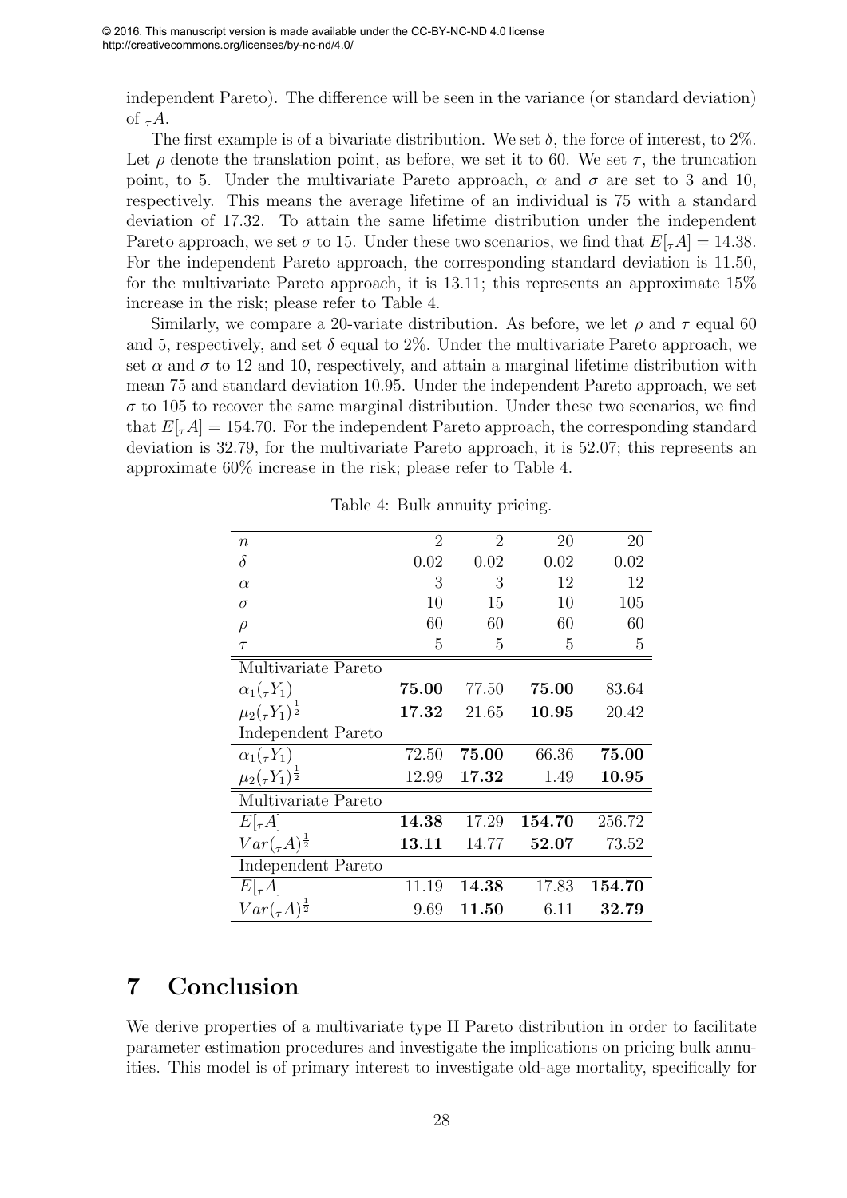independent Pareto). The difference will be seen in the variance (or standard deviation) of ${}_{\tau}A$.

The first example is of a bivariate distribution. We set $\delta$, the force of interest, to 2%. Let $\rho$ denote the translation point, as before, we set it to 60. We set $\tau$, the truncation point, to 5. Under the multivariate Pareto approach, $\alpha$ and $\sigma$ are set to 3 and 10, respectively. This means the average lifetime of an individual is 75 with a standard deviation of 17.32. To attain the same lifetime distribution under the independent Pareto approach, we set $\sigma$ to 15. Under these two scenarios, we find that $E[{}_{\tau}A] = 14.38$. For the independent Pareto approach, the corresponding standard deviation is 11.50, for the multivariate Pareto approach, it is 13.11; this represents an approximate 15% increase in the risk; please refer to Table 4.

Similarly, we compare a 20-variate distribution. As before, we let $\rho$ and $\tau$ equal 60 and 5, respectively, and set $\delta$ equal to 2%. Under the multivariate Pareto approach, we set $\alpha$ and $\sigma$ to 12 and 10, respectively, and attain a marginal lifetime distribution with mean 75 and standard deviation 10.95. Under the independent Pareto approach, we set $\sigma$ to 105 to recover the same marginal distribution. Under these two scenarios, we find that $E[{}_{\tau}A] = 154.70$. For the independent Pareto approach, the corresponding standard deviation is 32.79, for the multivariate Pareto approach, it is 52.07; this represents an approximate 60% increase in the risk; please refer to Table 4.

Table 4: Bulk annuity pricing.

| $n$ | 2 | 2 | 20 | 20 |
|---|---|---|---|---|
| $\delta$ | 0.02 | 0.02 | 0.02 | 0.02 |
| $\alpha$ | 3 | 3 | 12 | 12 |
| $\sigma$ | 10 | 15 | 10 | 105 |
| $\rho$ | 60 | 60 | 60 | 60 |
| $\tau$ | 5 | 5 | 5 | 5 |
| Multivariate Pareto | | | | |
| $\alpha_1({}_{\tau}Y_1)$ | **75.00** | 77.50 | **75.00** | 83.64 |
| $\mu_2({}_{\tau}Y_1)^{\frac{1}{2}}$ | **17.32** | 21.65 | **10.95** | 20.42 |
| Independent Pareto | | | | |
| $\alpha_1({}_{\tau}Y_1)$ | 72.50 | **75.00** | 66.36 | **75.00** |
| $\mu_2({}_{\tau}Y_1)^{\frac{1}{2}}$ | 12.99 | **17.32** | 1.49 | **10.95** |
| Multivariate Pareto | | | | |
| $E[{}_{\tau}A]$ | **14.38** | 17.29 | **154.70** | 256.72 |
| $Var({}_{\tau}A)^{\frac{1}{2}}$ | **13.11** | 14.77 | **52.07** | 73.52 |
| Independent Pareto | | | | |
| $E[{}_{\tau}A]$ | 11.19 | **14.38** | 17.83 | **154.70** |
| $Var({}_{\tau}A)^{\frac{1}{2}}$ | 9.69 | **11.50** | 6.11 | **32.79** |

# 7 Conclusion

We derive properties of a multivariate type II Pareto distribution in order to facilitate parameter estimation procedures and investigate the implications on pricing bulk annuities. This model is of primary interest to investigate old-age mortality, specifically for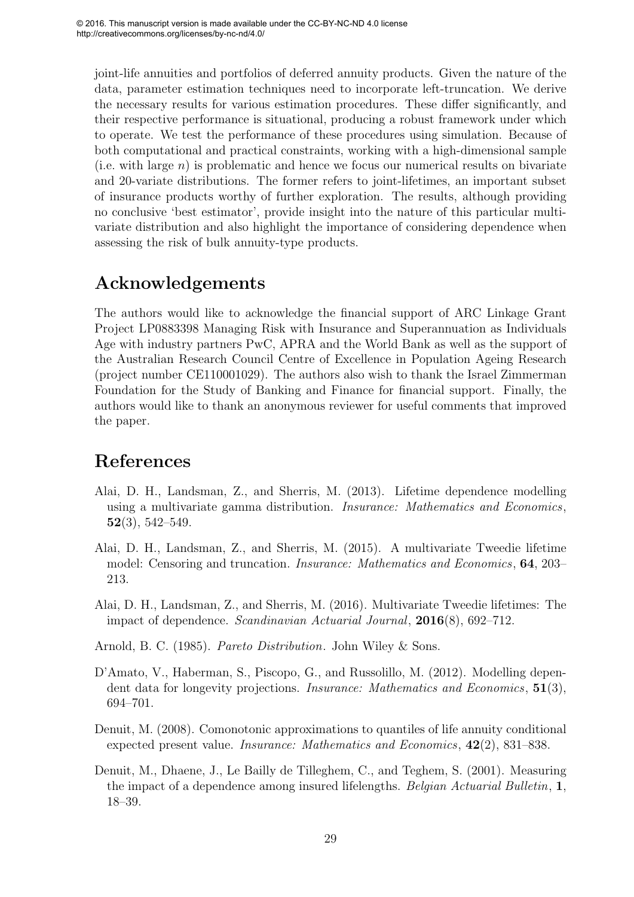joint-life annuities and portfolios of deferred annuity products. Given the nature of the data, parameter estimation techniques need to incorporate left-truncation. We derive the necessary results for various estimation procedures. These differ significantly, and their respective performance is situational, producing a robust framework under which to operate. We test the performance of these procedures using simulation. Because of both computational and practical constraints, working with a high-dimensional sample (i.e. with large $n$) is problematic and hence we focus our numerical results on bivariate and 20-variate distributions. The former refers to joint-lifetimes, an important subset of insurance products worthy of further exploration. The results, although providing no conclusive 'best estimator', provide insight into the nature of this particular multivariate distribution and also highlight the importance of considering dependence when assessing the risk of bulk annuity-type products.

# Acknowledgements

The authors would like to acknowledge the financial support of ARC Linkage Grant Project LP0883398 Managing Risk with Insurance and Superannuation as Individuals Age with industry partners PwC, APRA and the World Bank as well as the support of the Australian Research Council Centre of Excellence in Population Ageing Research (project number CE110001029). The authors also wish to thank the Israel Zimmerman Foundation for the Study of Banking and Finance for financial support. Finally, the authors would like to thank an anonymous reviewer for useful comments that improved the paper.

# References

Alai, D. H., Landsman, Z., and Sherris, M. (2013). Lifetime dependence modelling using a multivariate gamma distribution. *Insurance: Mathematics and Economics*, **52**(3), 542–549.

Alai, D. H., Landsman, Z., and Sherris, M. (2015). A multivariate Tweedie lifetime model: Censoring and truncation. *Insurance: Mathematics and Economics*, **64**, 203–213.

Alai, D. H., Landsman, Z., and Sherris, M. (2016). Multivariate Tweedie lifetimes: The impact of dependence. *Scandinavian Actuarial Journal*, **2016**(8), 692–712.

Arnold, B. C. (1985). *Pareto Distribution*. John Wiley & Sons.

D'Amato, V., Haberman, S., Piscopo, G., and Russolillo, M. (2012). Modelling dependent data for longevity projections. *Insurance: Mathematics and Economics*, **51**(3), 694–701.

Denuit, M. (2008). Comonotonic approximations to quantiles of life annuity conditional expected present value. *Insurance: Mathematics and Economics*, **42**(2), 831–838.

Denuit, M., Dhaene, J., Le Bailly de Tilleghem, C., and Teghem, S. (2001). Measuring the impact of a dependence among insured lifelengths. *Belgian Actuarial Bulletin*, **1**, 18–39.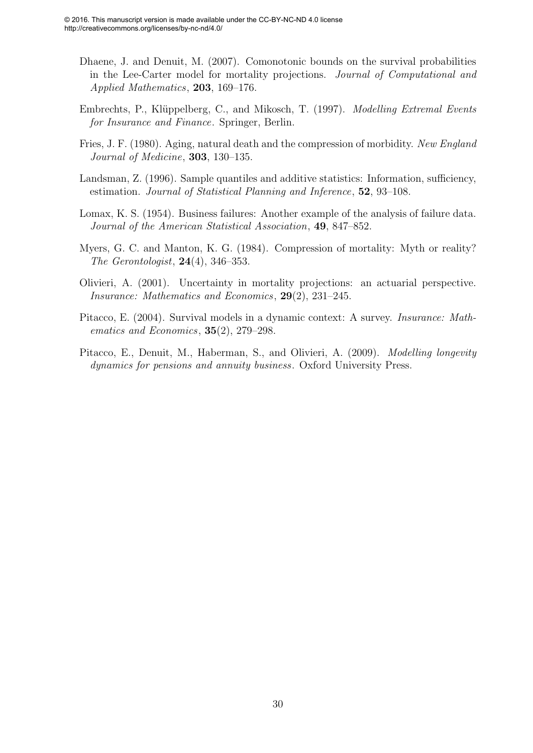Dhaene, J. and Denuit, M. (2007). Comonotonic bounds on the survival probabilities in the Lee-Carter model for mortality projections. *Journal of Computational and Applied Mathematics*, **203**, 169–176.

Embrechts, P., Klüppelberg, C., and Mikosch, T. (1997). *Modelling Extremal Events for Insurance and Finance*. Springer, Berlin.

Fries, J. F. (1980). Aging, natural death and the compression of morbidity. *New England Journal of Medicine*, **303**, 130–135.

Landsman, Z. (1996). Sample quantiles and additive statistics: Information, sufficiency, estimation. *Journal of Statistical Planning and Inference*, **52**, 93–108.

Lomax, K. S. (1954). Business failures: Another example of the analysis of failure data. *Journal of the American Statistical Association*, **49**, 847–852.

Myers, G. C. and Manton, K. G. (1984). Compression of mortality: Myth or reality? *The Gerontologist*, **24**(4), 346–353.

Olivieri, A. (2001). Uncertainty in mortality projections: an actuarial perspective. *Insurance: Mathematics and Economics*, **29**(2), 231–245.

Pitacco, E. (2004). Survival models in a dynamic context: A survey. *Insurance: Mathematics and Economics*, **35**(2), 279–298.

Pitacco, E., Denuit, M., Haberman, S., and Olivieri, A. (2009). *Modelling longevity dynamics for pensions and annuity business*. Oxford University Press.